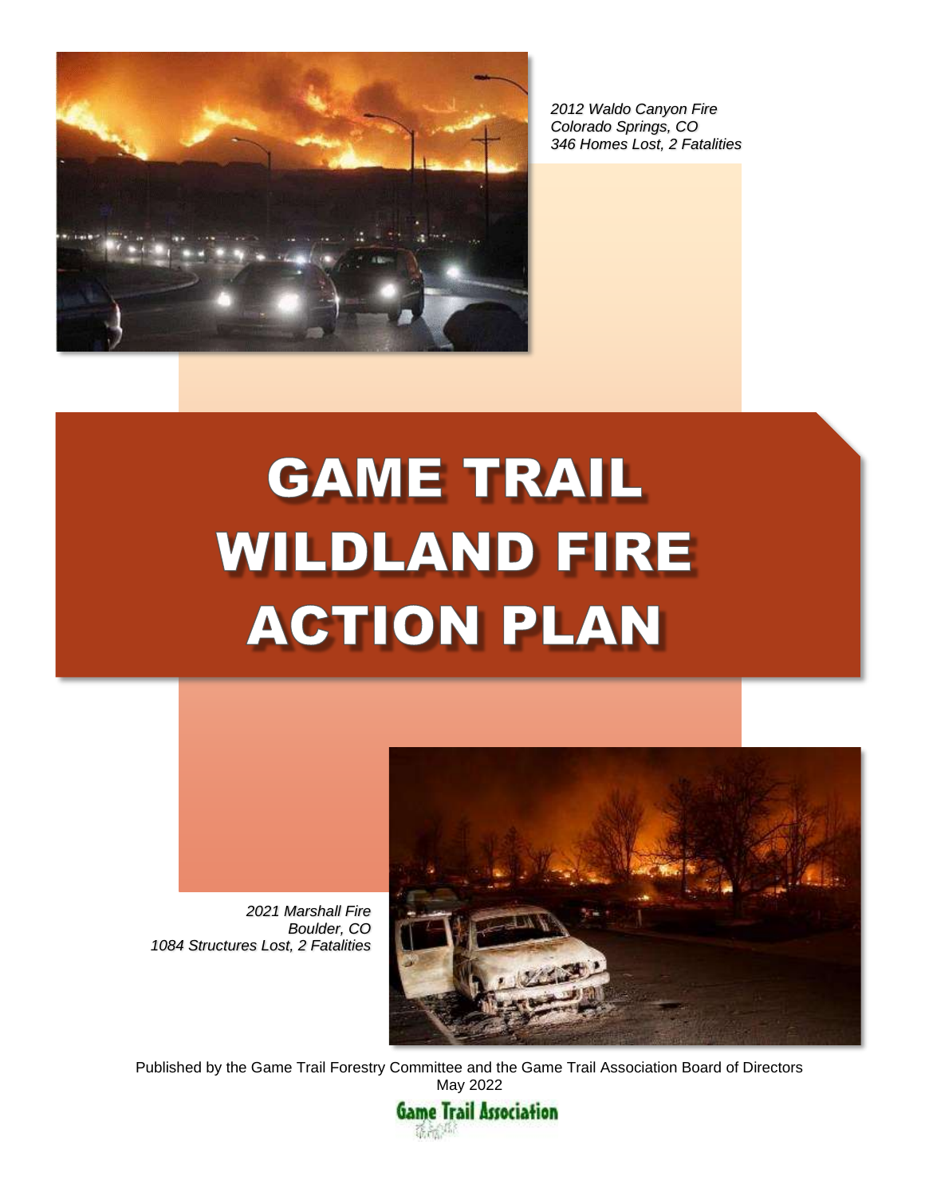*2012 Waldo Canyon Fire*
*Colorado Springs, CO*
*346 Homes Lost, 2 Fatalities*

# GAME TRAIL WILDLAND FIRE ACTION PLAN

*2021 Marshall Fire*
*Boulder, CO*
*1084 Structures Lost, 2 Fatalities*

Published by the Game Trail Forestry Committee and the Game Trail Association Board of Directors
May 2022

Game Trail Association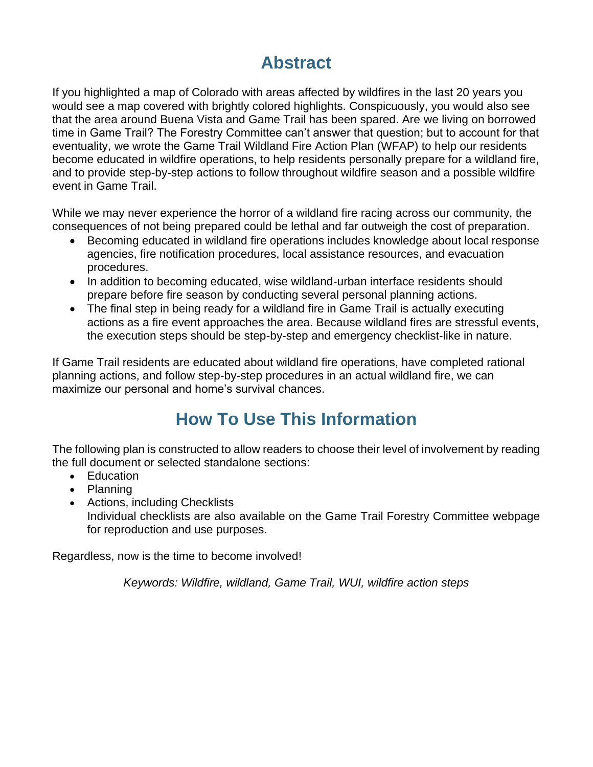# Abstract

If you highlighted a map of Colorado with areas affected by wildfires in the last 20 years you would see a map covered with brightly colored highlights. Conspicuously, you would also see that the area around Buena Vista and Game Trail has been spared. Are we living on borrowed time in Game Trail? The Forestry Committee can't answer that question; but to account for that eventuality, we wrote the Game Trail Wildland Fire Action Plan (WFAP) to help our residents become educated in wildfire operations, to help residents personally prepare for a wildland fire, and to provide step-by-step actions to follow throughout wildfire season and a possible wildfire event in Game Trail.

While we may never experience the horror of a wildland fire racing across our community, the consequences of not being prepared could be lethal and far outweigh the cost of preparation.

- Becoming educated in wildland fire operations includes knowledge about local response agencies, fire notification procedures, local assistance resources, and evacuation procedures.
- In addition to becoming educated, wise wildland-urban interface residents should prepare before fire season by conducting several personal planning actions.
- The final step in being ready for a wildland fire in Game Trail is actually executing actions as a fire event approaches the area. Because wildland fires are stressful events, the execution steps should be step-by-step and emergency checklist-like in nature.

If Game Trail residents are educated about wildland fire operations, have completed rational planning actions, and follow step-by-step procedures in an actual wildland fire, we can maximize our personal and home's survival chances.

# How To Use This Information

The following plan is constructed to allow readers to choose their level of involvement by reading the full document or selected standalone sections:

- Education
- Planning
- Actions, including Checklists
  Individual checklists are also available on the Game Trail Forestry Committee webpage for reproduction and use purposes.

Regardless, now is the time to become involved!

*Keywords: Wildfire, wildland, Game Trail, WUI, wildfire action steps*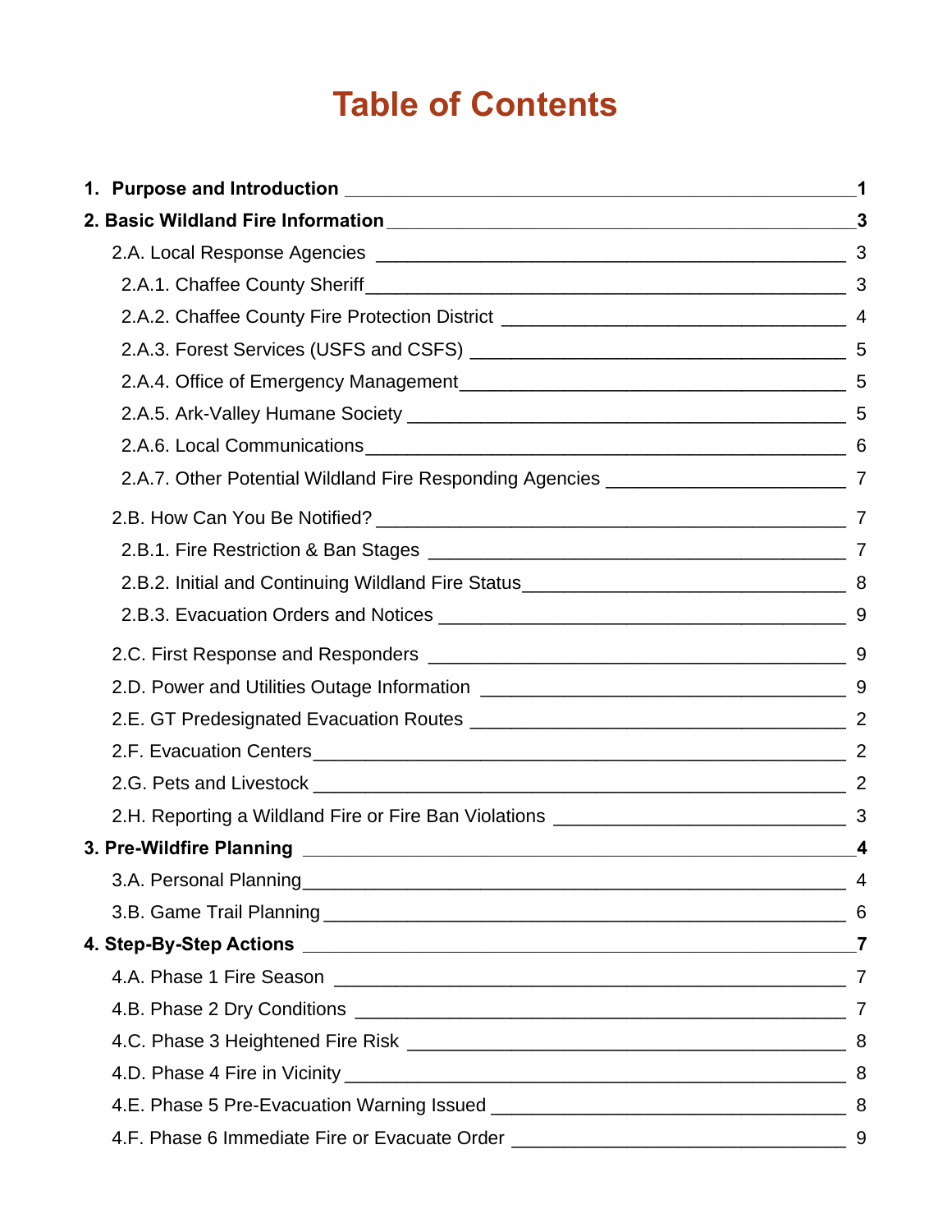# Table of Contents

| | |
|---|---|
| **1. Purpose and Introduction** | **1** |
| **2. Basic Wildland Fire Information** | **3** |
| 2.A. Local Response Agencies | 3 |
| 2.A.1. Chaffee County Sheriff | 3 |
| 2.A.2. Chaffee County Fire Protection District | 4 |
| 2.A.3. Forest Services (USFS and CSFS) | 5 |
| 2.A.4. Office of Emergency Management | 5 |
| 2.A.5. Ark-Valley Humane Society | 5 |
| 2.A.6. Local Communications | 6 |
| 2.A.7. Other Potential Wildland Fire Responding Agencies | 7 |
| 2.B. How Can You Be Notified? | 7 |
| 2.B.1. Fire Restriction & Ban Stages | 7 |
| 2.B.2. Initial and Continuing Wildland Fire Status | 8 |
| 2.B.3. Evacuation Orders and Notices | 9 |
| 2.C. First Response and Responders | 9 |
| 2.D. Power and Utilities Outage Information | 9 |
| 2.E. GT Predesignated Evacuation Routes | 2 |
| 2.F. Evacuation Centers | 2 |
| 2.G. Pets and Livestock | 2 |
| 2.H. Reporting a Wildland Fire or Fire Ban Violations | 3 |
| **3. Pre-Wildfire Planning** | **4** |
| 3.A. Personal Planning | 4 |
| 3.B. Game Trail Planning | 6 |
| **4. Step-By-Step Actions** | **7** |
| 4.A. Phase 1 Fire Season | 7 |
| 4.B. Phase 2 Dry Conditions | 7 |
| 4.C. Phase 3 Heightened Fire Risk | 8 |
| 4.D. Phase 4 Fire in Vicinity | 8 |
| 4.E. Phase 5 Pre-Evacuation Warning Issued | 8 |
| 4.F. Phase 6 Immediate Fire or Evacuate Order | 9 |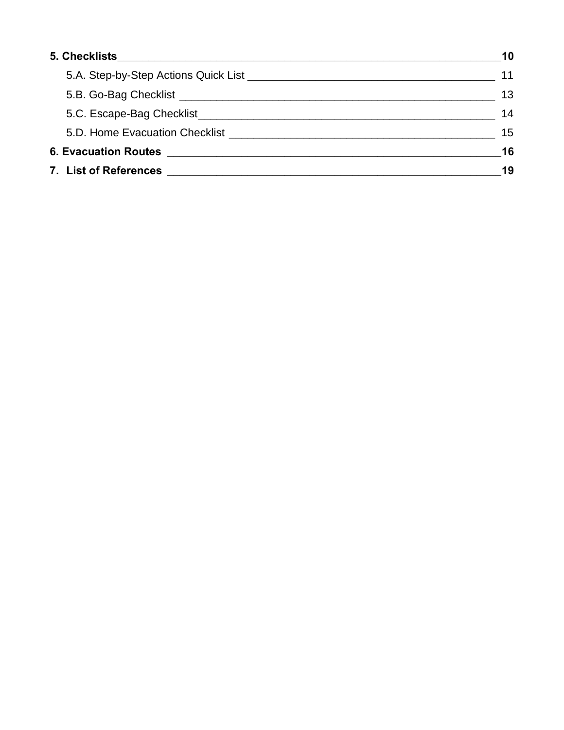**5. Checklists** __________ **10**

- 5.A. Step-by-Step Actions Quick List __________ 11
- 5.B. Go-Bag Checklist __________ 13
- 5.C. Escape-Bag Checklist __________ 14
- 5.D. Home Evacuation Checklist __________ 15

**6. Evacuation Routes** __________ **16**

**7. List of References** __________ **19**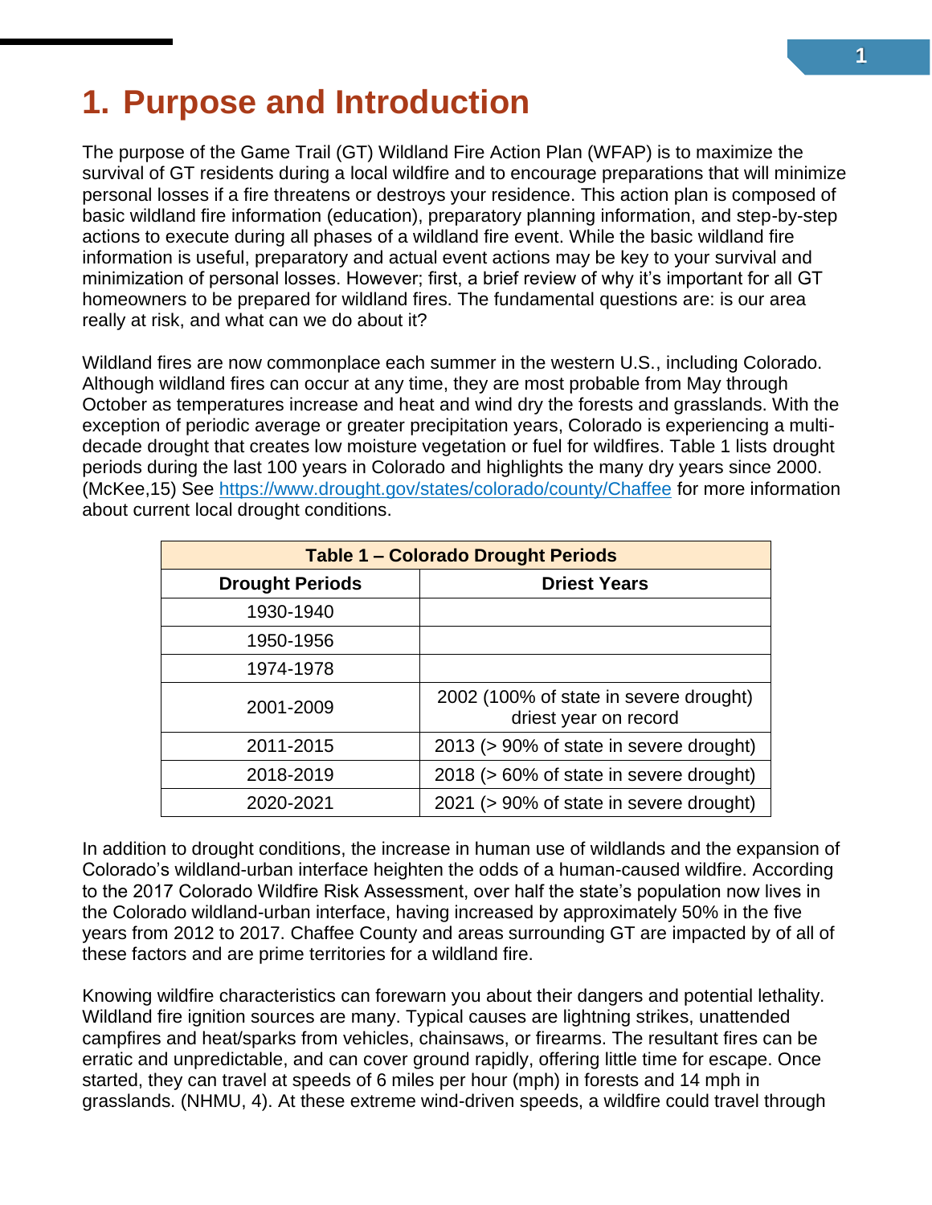# 1. Purpose and Introduction

The purpose of the Game Trail (GT) Wildland Fire Action Plan (WFAP) is to maximize the survival of GT residents during a local wildfire and to encourage preparations that will minimize personal losses if a fire threatens or destroys your residence. This action plan is composed of basic wildland fire information (education), preparatory planning information, and step-by-step actions to execute during all phases of a wildland fire event. While the basic wildland fire information is useful, preparatory and actual event actions may be key to your survival and minimization of personal losses. However; first, a brief review of why it's important for all GT homeowners to be prepared for wildland fires. The fundamental questions are: is our area really at risk, and what can we do about it?

Wildland fires are now commonplace each summer in the western U.S., including Colorado. Although wildland fires can occur at any time, they are most probable from May through October as temperatures increase and heat and wind dry the forests and grasslands. With the exception of periodic average or greater precipitation years, Colorado is experiencing a multi-decade drought that creates low moisture vegetation or fuel for wildfires. Table 1 lists drought periods during the last 100 years in Colorado and highlights the many dry years since 2000. (McKee,15) See https://www.drought.gov/states/colorado/county/Chaffee for more information about current local drought conditions.

| Table 1 – Colorado Drought Periods | |
|---|---|
| **Drought Periods** | **Driest Years** |
| 1930-1940 | |
| 1950-1956 | |
| 1974-1978 | |
| 2001-2009 | 2002 (100% of state in severe drought) driest year on record |
| 2011-2015 | 2013 (> 90% of state in severe drought) |
| 2018-2019 | 2018 (> 60% of state in severe drought) |
| 2020-2021 | 2021 (> 90% of state in severe drought) |

In addition to drought conditions, the increase in human use of wildlands and the expansion of Colorado's wildland-urban interface heighten the odds of a human-caused wildfire. According to the 2017 Colorado Wildfire Risk Assessment, over half the state's population now lives in the Colorado wildland-urban interface, having increased by approximately 50% in the five years from 2012 to 2017. Chaffee County and areas surrounding GT are impacted by of all of these factors and are prime territories for a wildland fire.

Knowing wildfire characteristics can forewarn you about their dangers and potential lethality. Wildland fire ignition sources are many. Typical causes are lightning strikes, unattended campfires and heat/sparks from vehicles, chainsaws, or firearms. The resultant fires can be erratic and unpredictable, and can cover ground rapidly, offering little time for escape. Once started, they can travel at speeds of 6 miles per hour (mph) in forests and 14 mph in grasslands. (NHMU, 4). At these extreme wind-driven speeds, a wildfire could travel through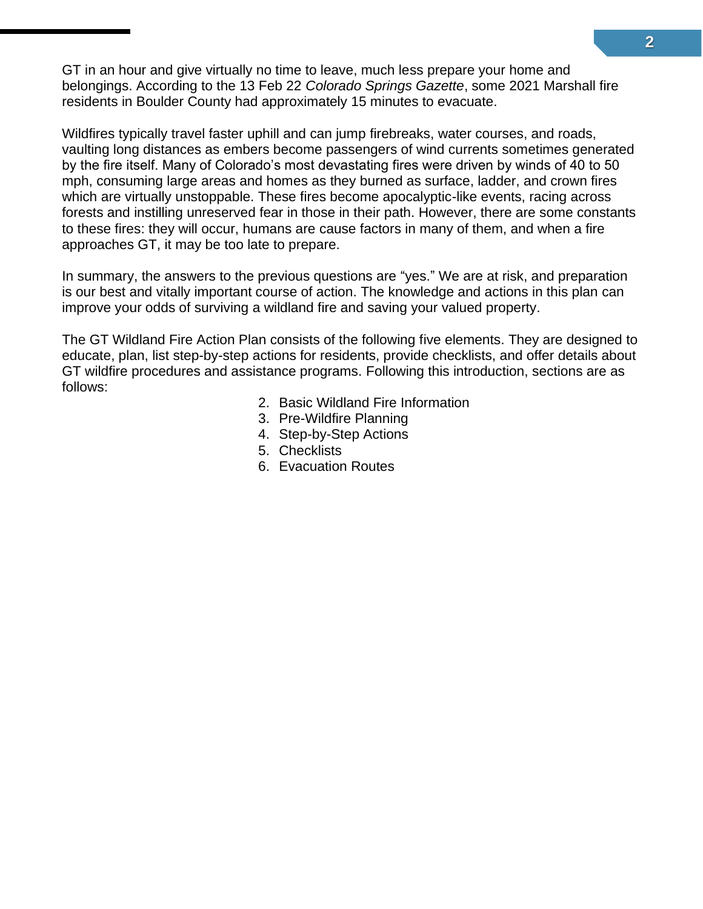GT in an hour and give virtually no time to leave, much less prepare your home and belongings. According to the 13 Feb 22 *Colorado Springs Gazette*, some 2021 Marshall fire residents in Boulder County had approximately 15 minutes to evacuate.

Wildfires typically travel faster uphill and can jump firebreaks, water courses, and roads, vaulting long distances as embers become passengers of wind currents sometimes generated by the fire itself. Many of Colorado's most devastating fires were driven by winds of 40 to 50 mph, consuming large areas and homes as they burned as surface, ladder, and crown fires which are virtually unstoppable. These fires become apocalyptic-like events, racing across forests and instilling unreserved fear in those in their path. However, there are some constants to these fires: they will occur, humans are cause factors in many of them, and when a fire approaches GT, it may be too late to prepare.

In summary, the answers to the previous questions are "yes." We are at risk, and preparation is our best and vitally important course of action. The knowledge and actions in this plan can improve your odds of surviving a wildland fire and saving your valued property.

The GT Wildland Fire Action Plan consists of the following five elements. They are designed to educate, plan, list step-by-step actions for residents, provide checklists, and offer details about GT wildfire procedures and assistance programs. Following this introduction, sections are as follows:

2. Basic Wildland Fire Information
3. Pre-Wildfire Planning
4. Step-by-Step Actions
5. Checklists
6. Evacuation Routes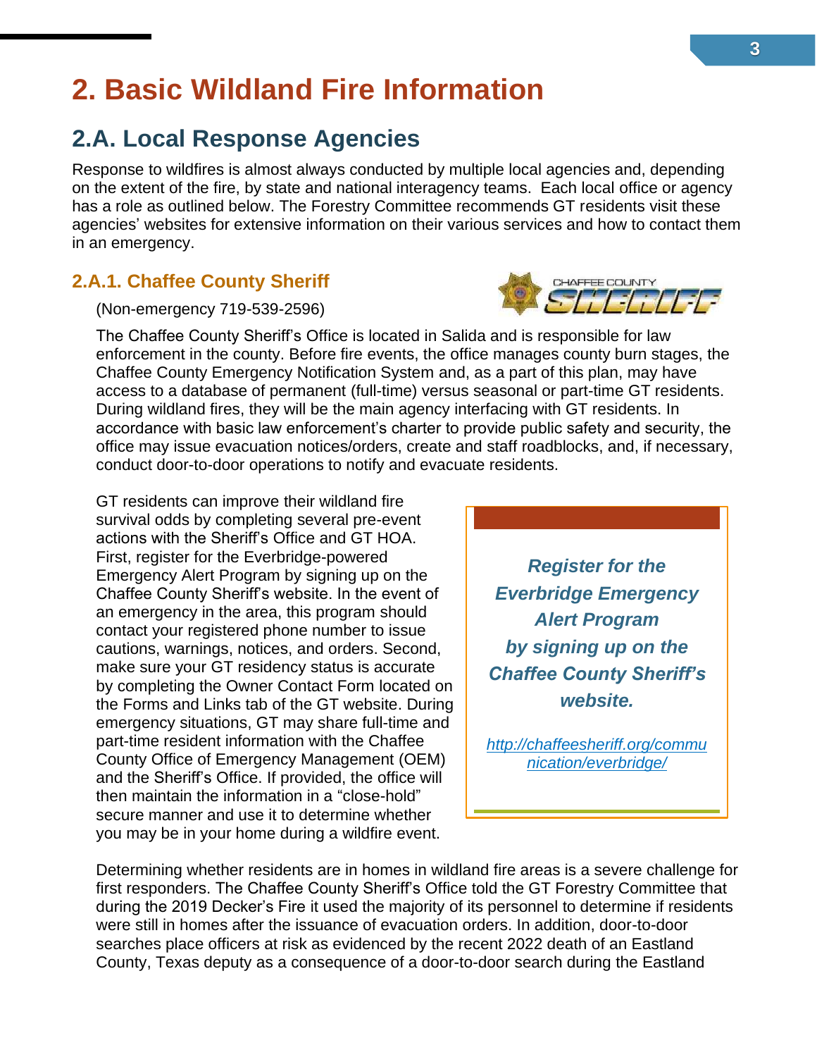# 2. Basic Wildland Fire Information

## 2.A. Local Response Agencies

Response to wildfires is almost always conducted by multiple local agencies and, depending on the extent of the fire, by state and national interagency teams. Each local office or agency has a role as outlined below. The Forestry Committee recommends GT residents visit these agencies' websites for extensive information on their various services and how to contact them in an emergency.

### 2.A.1. Chaffee County Sheriff

(Non-emergency 719-539-2596)

The Chaffee County Sheriff's Office is located in Salida and is responsible for law enforcement in the county. Before fire events, the office manages county burn stages, the Chaffee County Emergency Notification System and, as a part of this plan, may have access to a database of permanent (full-time) versus seasonal or part-time GT residents. During wildland fires, they will be the main agency interfacing with GT residents. In accordance with basic law enforcement's charter to provide public safety and security, the office may issue evacuation notices/orders, create and staff roadblocks, and, if necessary, conduct door-to-door operations to notify and evacuate residents.

GT residents can improve their wildland fire survival odds by completing several pre-event actions with the Sheriff's Office and GT HOA. First, register for the Everbridge-powered Emergency Alert Program by signing up on the Chaffee County Sheriff's website. In the event of an emergency in the area, this program should contact your registered phone number to issue cautions, warnings, notices, and orders. Second, make sure your GT residency status is accurate by completing the Owner Contact Form located on the Forms and Links tab of the GT website. During emergency situations, GT may share full-time and part-time resident information with the Chaffee County Office of Emergency Management (OEM) and the Sheriff's Office. If provided, the office will then maintain the information in a "close-hold" secure manner and use it to determine whether you may be in your home during a wildfire event.

> ***Register for the Everbridge Emergency Alert Program by signing up on the Chaffee County Sheriff's website.***
>
> *http://chaffeesheriff.org/communication/everbridge/*

Determining whether residents are in homes in wildland fire areas is a severe challenge for first responders. The Chaffee County Sheriff's Office told the GT Forestry Committee that during the 2019 Decker's Fire it used the majority of its personnel to determine if residents were still in homes after the issuance of evacuation orders. In addition, door-to-door searches place officers at risk as evidenced by the recent 2022 death of an Eastland County, Texas deputy as a consequence of a door-to-door search during the Eastland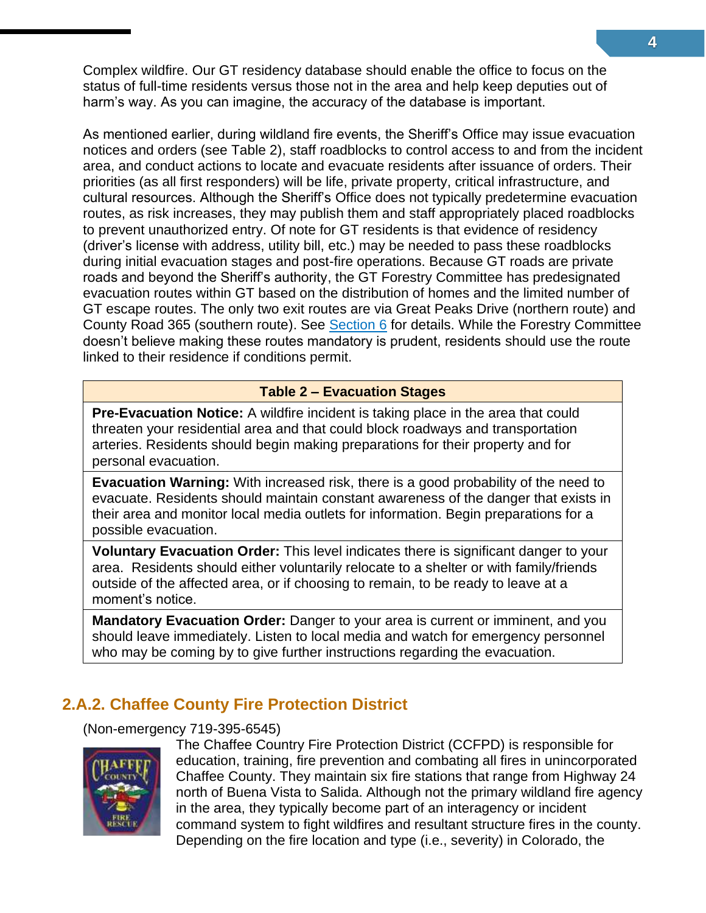Complex wildfire. Our GT residency database should enable the office to focus on the status of full-time residents versus those not in the area and help keep deputies out of harm's way. As you can imagine, the accuracy of the database is important.

As mentioned earlier, during wildland fire events, the Sheriff's Office may issue evacuation notices and orders (see Table 2), staff roadblocks to control access to and from the incident area, and conduct actions to locate and evacuate residents after issuance of orders. Their priorities (as all first responders) will be life, private property, critical infrastructure, and cultural resources. Although the Sheriff's Office does not typically predetermine evacuation routes, as risk increases, they may publish them and staff appropriately placed roadblocks to prevent unauthorized entry. Of note for GT residents is that evidence of residency (driver's license with address, utility bill, etc.) may be needed to pass these roadblocks during initial evacuation stages and post-fire operations. Because GT roads are private roads and beyond the Sheriff's authority, the GT Forestry Committee has predesignated evacuation routes within GT based on the distribution of homes and the limited number of GT escape routes. The only two exit routes are via Great Peaks Drive (northern route) and County Road 365 (southern route). See Section 6 for details. While the Forestry Committee doesn't believe making these routes mandatory is prudent, residents should use the route linked to their residence if conditions permit.

| Table 2 – Evacuation Stages |
| --- |
| **Pre-Evacuation Notice:** A wildfire incident is taking place in the area that could threaten your residential area and that could block roadways and transportation arteries. Residents should begin making preparations for their property and for personal evacuation. |
| **Evacuation Warning:** With increased risk, there is a good probability of the need to evacuate. Residents should maintain constant awareness of the danger that exists in their area and monitor local media outlets for information. Begin preparations for a possible evacuation. |
| **Voluntary Evacuation Order:** This level indicates there is significant danger to your area. Residents should either voluntarily relocate to a shelter or with family/friends outside of the affected area, or if choosing to remain, to be ready to leave at a moment's notice. |
| **Mandatory Evacuation Order:** Danger to your area is current or imminent, and you should leave immediately. Listen to local media and watch for emergency personnel who may be coming by to give further instructions regarding the evacuation. |

## 2.A.2. Chaffee County Fire Protection District

(Non-emergency 719-395-6545)

The Chaffee Country Fire Protection District (CCFPD) is responsible for education, training, fire prevention and combating all fires in unincorporated Chaffee County. They maintain six fire stations that range from Highway 24 north of Buena Vista to Salida. Although not the primary wildland fire agency in the area, they typically become part of an interagency or incident command system to fight wildfires and resultant structure fires in the county. Depending on the fire location and type (i.e., severity) in Colorado, the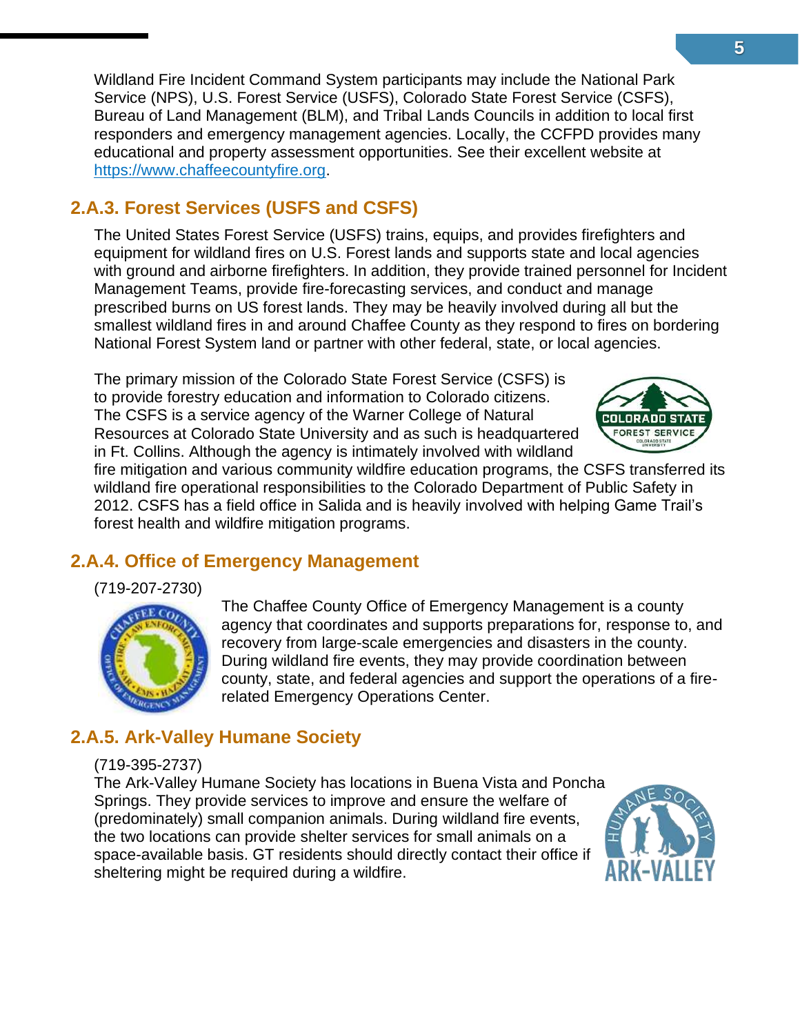Wildland Fire Incident Command System participants may include the National Park Service (NPS), U.S. Forest Service (USFS), Colorado State Forest Service (CSFS), Bureau of Land Management (BLM), and Tribal Lands Councils in addition to local first responders and emergency management agencies. Locally, the CCFPD provides many educational and property assessment opportunities. See their excellent website at https://www.chaffeecountyfire.org.

### 2.A.3. Forest Services (USFS and CSFS)

The United States Forest Service (USFS) trains, equips, and provides firefighters and equipment for wildland fires on U.S. Forest lands and supports state and local agencies with ground and airborne firefighters. In addition, they provide trained personnel for Incident Management Teams, provide fire-forecasting services, and conduct and manage prescribed burns on US forest lands. They may be heavily involved during all but the smallest wildland fires in and around Chaffee County as they respond to fires on bordering National Forest System land or partner with other federal, state, or local agencies.

The primary mission of the Colorado State Forest Service (CSFS) is to provide forestry education and information to Colorado citizens. The CSFS is a service agency of the Warner College of Natural Resources at Colorado State University and as such is headquartered in Ft. Collins. Although the agency is intimately involved with wildland fire mitigation and various community wildfire education programs, the CSFS transferred its wildland fire operational responsibilities to the Colorado Department of Public Safety in 2012. CSFS has a field office in Salida and is heavily involved with helping Game Trail's forest health and wildfire mitigation programs.

### 2.A.4. Office of Emergency Management

(719-207-2730)

The Chaffee County Office of Emergency Management is a county agency that coordinates and supports preparations for, response to, and recovery from large-scale emergencies and disasters in the county. During wildland fire events, they may provide coordination between county, state, and federal agencies and support the operations of a fire-related Emergency Operations Center.

### 2.A.5. Ark-Valley Humane Society

(719-395-2737)

The Ark-Valley Humane Society has locations in Buena Vista and Poncha Springs. They provide services to improve and ensure the welfare of (predominately) small companion animals. During wildland fire events, the two locations can provide shelter services for small animals on a space-available basis. GT residents should directly contact their office if sheltering might be required during a wildfire.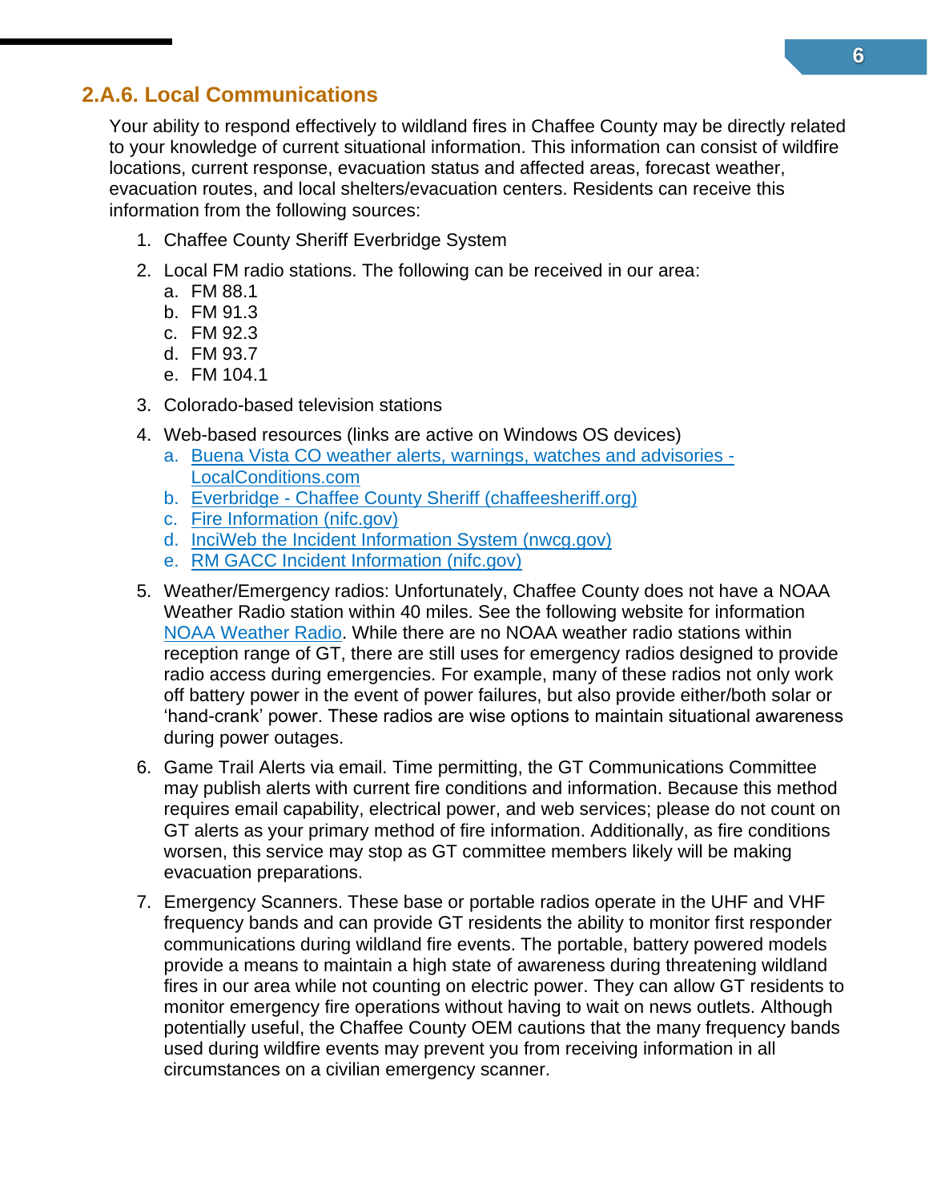### 2.A.6. Local Communications

Your ability to respond effectively to wildland fires in Chaffee County may be directly related to your knowledge of current situational information. This information can consist of wildfire locations, current response, evacuation status and affected areas, forecast weather, evacuation routes, and local shelters/evacuation centers. Residents can receive this information from the following sources:

1. Chaffee County Sheriff Everbridge System
2. Local FM radio stations. The following can be received in our area:
   a. FM 88.1
   b. FM 91.3
   c. FM 92.3
   d. FM 93.7
   e. FM 104.1
3. Colorado-based television stations
4. Web-based resources (links are active on Windows OS devices)
   a. Buena Vista CO weather alerts, warnings, watches and advisories - LocalConditions.com
   b. Everbridge - Chaffee County Sheriff (chaffeesheriff.org)
   c. Fire Information (nifc.gov)
   d. InciWeb the Incident Information System (nwcg.gov)
   e. RM GACC Incident Information (nifc.gov)
5. Weather/Emergency radios: Unfortunately, Chaffee County does not have a NOAA Weather Radio station within 40 miles. See the following website for information NOAA Weather Radio. While there are no NOAA weather radio stations within reception range of GT, there are still uses for emergency radios designed to provide radio access during emergencies. For example, many of these radios not only work off battery power in the event of power failures, but also provide either/both solar or 'hand-crank' power. These radios are wise options to maintain situational awareness during power outages.
6. Game Trail Alerts via email. Time permitting, the GT Communications Committee may publish alerts with current fire conditions and information. Because this method requires email capability, electrical power, and web services; please do not count on GT alerts as your primary method of fire information. Additionally, as fire conditions worsen, this service may stop as GT committee members likely will be making evacuation preparations.
7. Emergency Scanners. These base or portable radios operate in the UHF and VHF frequency bands and can provide GT residents the ability to monitor first responder communications during wildland fire events. The portable, battery powered models provide a means to maintain a high state of awareness during threatening wildland fires in our area while not counting on electric power. They can allow GT residents to monitor emergency fire operations without having to wait on news outlets. Although potentially useful, the Chaffee County OEM cautions that the many frequency bands used during wildfire events may prevent you from receiving information in all circumstances on a civilian emergency scanner.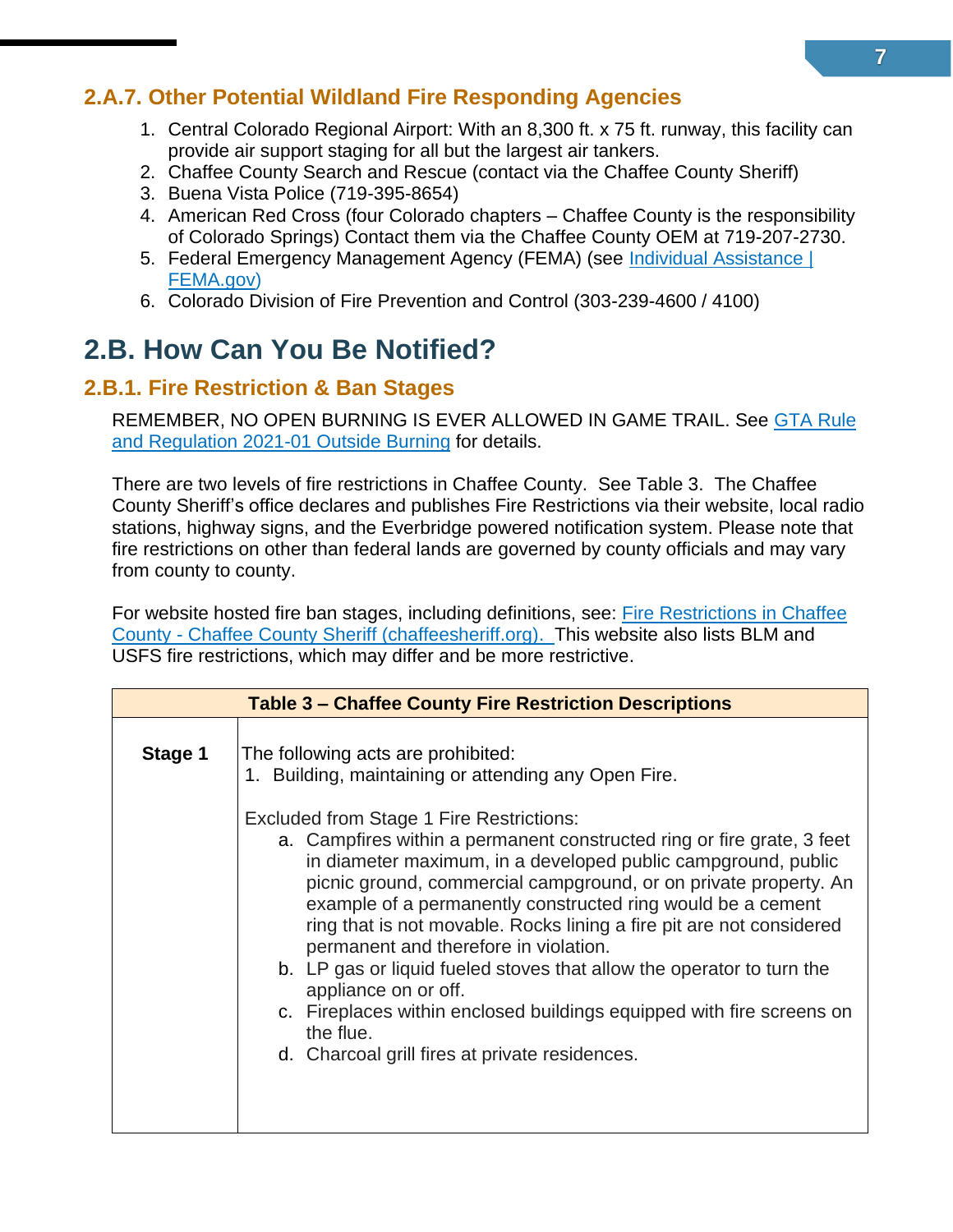### 2.A.7. Other Potential Wildland Fire Responding Agencies

1. Central Colorado Regional Airport: With an 8,300 ft. x 75 ft. runway, this facility can provide air support staging for all but the largest air tankers.
2. Chaffee County Search and Rescue (contact via the Chaffee County Sheriff)
3. Buena Vista Police (719-395-8654)
4. American Red Cross (four Colorado chapters – Chaffee County is the responsibility of Colorado Springs) Contact them via the Chaffee County OEM at 719-207-2730.
5. Federal Emergency Management Agency (FEMA) (see Individual Assistance | FEMA.gov)
6. Colorado Division of Fire Prevention and Control (303-239-4600 / 4100)

## 2.B. How Can You Be Notified?

### 2.B.1. Fire Restriction & Ban Stages

REMEMBER, NO OPEN BURNING IS EVER ALLOWED IN GAME TRAIL. See GTA Rule and Regulation 2021-01 Outside Burning for details.

There are two levels of fire restrictions in Chaffee County. See Table 3. The Chaffee County Sheriff's office declares and publishes Fire Restrictions via their website, local radio stations, highway signs, and the Everbridge powered notification system. Please note that fire restrictions on other than federal lands are governed by county officials and may vary from county to county.

For website hosted fire ban stages, including definitions, see: Fire Restrictions in Chaffee County - Chaffee County Sheriff (chaffeesheriff.org). This website also lists BLM and USFS fire restrictions, which may differ and be more restrictive.

| Table 3 – Chaffee County Fire Restriction Descriptions | |
|---|---|
| **Stage 1** | The following acts are prohibited:<br>1. Building, maintaining or attending any Open Fire.<br><br>Excluded from Stage 1 Fire Restrictions:<br>a. Campfires within a permanent constructed ring or fire grate, 3 feet in diameter maximum, in a developed public campground, public picnic ground, commercial campground, or on private property. An example of a permanently constructed ring would be a cement ring that is not movable. Rocks lining a fire pit are not considered permanent and therefore in violation.<br>b. LP gas or liquid fueled stoves that allow the operator to turn the appliance on or off.<br>c. Fireplaces within enclosed buildings equipped with fire screens on the flue.<br>d. Charcoal grill fires at private residences. |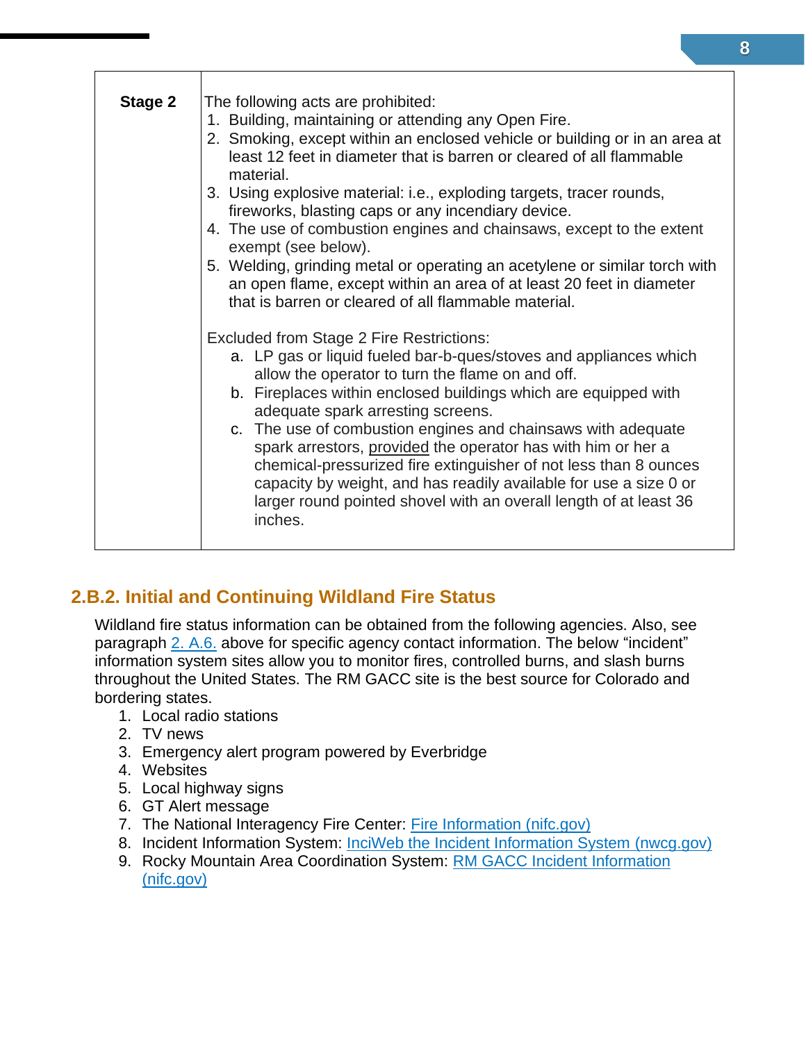| Stage 2 | The following acts are prohibited:<br>1. Building, maintaining or attending any Open Fire.<br>2. Smoking, except within an enclosed vehicle or building or in an area at least 12 feet in diameter that is barren or cleared of all flammable material.<br>3. Using explosive material: i.e., exploding targets, tracer rounds, fireworks, blasting caps or any incendiary device.<br>4. The use of combustion engines and chainsaws, except to the extent exempt (see below).<br>5. Welding, grinding metal or operating an acetylene or similar torch with an open flame, except within an area of at least 20 feet in diameter that is barren or cleared of all flammable material.<br><br>Excluded from Stage 2 Fire Restrictions:<br>a. LP gas or liquid fueled bar-b-ques/stoves and appliances which allow the operator to turn the flame on and off.<br>b. Fireplaces within enclosed buildings which are equipped with adequate spark arresting screens.<br>c. The use of combustion engines and chainsaws with adequate spark arrestors, <u>provided</u> the operator has with him or her a chemical-pressurized fire extinguisher of not less than 8 ounces capacity by weight, and has readily available for use a size 0 or larger round pointed shovel with an overall length of at least 36 inches. |
|---|---|

## 2.B.2. Initial and Continuing Wildland Fire Status

Wildland fire status information can be obtained from the following agencies. Also, see paragraph 2. A.6. above for specific agency contact information. The below "incident" information system sites allow you to monitor fires, controlled burns, and slash burns throughout the United States. The RM GACC site is the best source for Colorado and bordering states.

1. Local radio stations
2. TV news
3. Emergency alert program powered by Everbridge
4. Websites
5. Local highway signs
6. GT Alert message
7. The National Interagency Fire Center: Fire Information (nifc.gov)
8. Incident Information System: InciWeb the Incident Information System (nwcg.gov)
9. Rocky Mountain Area Coordination System: RM GACC Incident Information (nifc.gov)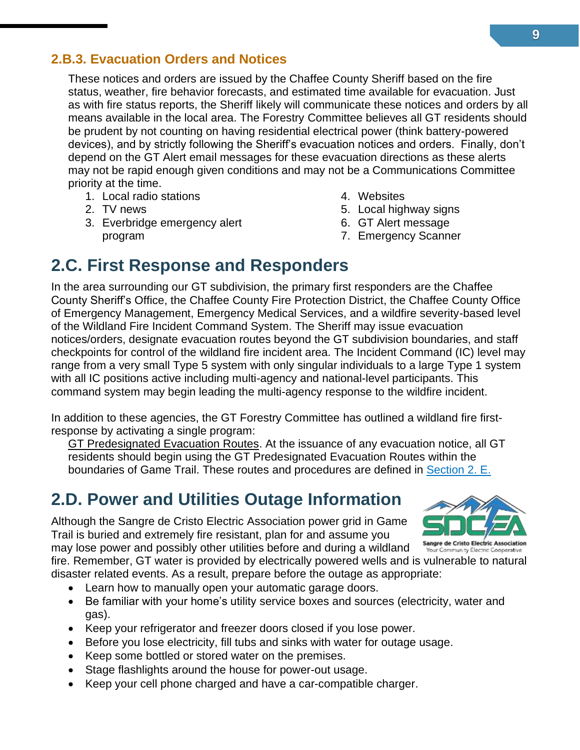### 2.B.3. Evacuation Orders and Notices

These notices and orders are issued by the Chaffee County Sheriff based on the fire status, weather, fire behavior forecasts, and estimated time available for evacuation. Just as with fire status reports, the Sheriff likely will communicate these notices and orders by all means available in the local area. The Forestry Committee believes all GT residents should be prudent by not counting on having residential electrical power (think battery-powered devices), and by strictly following the Sheriff's evacuation notices and orders. Finally, don't depend on the GT Alert email messages for these evacuation directions as these alerts may not be rapid enough given conditions and may not be a Communications Committee priority at the time.

1. Local radio stations
2. TV news
3. Everbridge emergency alert program
4. Websites
5. Local highway signs
6. GT Alert message
7. Emergency Scanner

## 2.C. First Response and Responders

In the area surrounding our GT subdivision, the primary first responders are the Chaffee County Sheriff's Office, the Chaffee County Fire Protection District, the Chaffee County Office of Emergency Management, Emergency Medical Services, and a wildfire severity-based level of the Wildland Fire Incident Command System. The Sheriff may issue evacuation notices/orders, designate evacuation routes beyond the GT subdivision boundaries, and staff checkpoints for control of the wildland fire incident area. The Incident Command (IC) level may range from a very small Type 5 system with only singular individuals to a large Type 1 system with all IC positions active including multi-agency and national-level participants. This command system may begin leading the multi-agency response to the wildfire incident.

In addition to these agencies, the GT Forestry Committee has outlined a wildland fire first-response by activating a single program:

GT Predesignated Evacuation Routes. At the issuance of any evacuation notice, all GT residents should begin using the GT Predesignated Evacuation Routes within the boundaries of Game Trail. These routes and procedures are defined in Section 2. E.

## 2.D. Power and Utilities Outage Information

Although the Sangre de Cristo Electric Association power grid in Game Trail is buried and extremely fire resistant, plan for and assume you may lose power and possibly other utilities before and during a wildland fire. Remember, GT water is provided by electrically powered wells and is vulnerable to natural disaster related events. As a result, prepare before the outage as appropriate:

- Learn how to manually open your automatic garage doors.
- Be familiar with your home's utility service boxes and sources (electricity, water and gas).
- Keep your refrigerator and freezer doors closed if you lose power.
- Before you lose electricity, fill tubs and sinks with water for outage usage.
- Keep some bottled or stored water on the premises.
- Stage flashlights around the house for power-out usage.
- Keep your cell phone charged and have a car-compatible charger.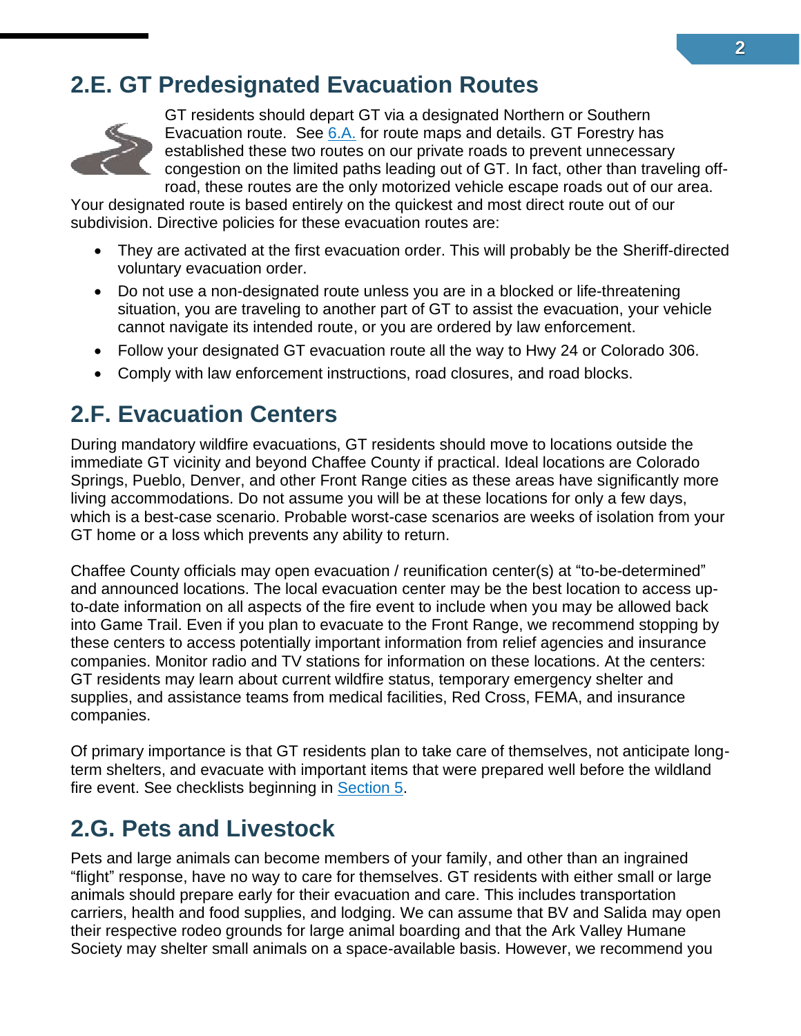## 2.E. GT Predesignated Evacuation Routes

GT residents should depart GT via a designated Northern or Southern Evacuation route. See 6.A. for route maps and details. GT Forestry has established these two routes on our private roads to prevent unnecessary congestion on the limited paths leading out of GT. In fact, other than traveling off-road, these routes are the only motorized vehicle escape roads out of our area. Your designated route is based entirely on the quickest and most direct route out of our subdivision. Directive policies for these evacuation routes are:

- They are activated at the first evacuation order. This will probably be the Sheriff-directed voluntary evacuation order.
- Do not use a non-designated route unless you are in a blocked or life-threatening situation, you are traveling to another part of GT to assist the evacuation, your vehicle cannot navigate its intended route, or you are ordered by law enforcement.
- Follow your designated GT evacuation route all the way to Hwy 24 or Colorado 306.
- Comply with law enforcement instructions, road closures, and road blocks.

## 2.F. Evacuation Centers

During mandatory wildfire evacuations, GT residents should move to locations outside the immediate GT vicinity and beyond Chaffee County if practical. Ideal locations are Colorado Springs, Pueblo, Denver, and other Front Range cities as these areas have significantly more living accommodations. Do not assume you will be at these locations for only a few days, which is a best-case scenario. Probable worst-case scenarios are weeks of isolation from your GT home or a loss which prevents any ability to return.

Chaffee County officials may open evacuation / reunification center(s) at "to-be-determined" and announced locations. The local evacuation center may be the best location to access up-to-date information on all aspects of the fire event to include when you may be allowed back into Game Trail. Even if you plan to evacuate to the Front Range, we recommend stopping by these centers to access potentially important information from relief agencies and insurance companies. Monitor radio and TV stations for information on these locations. At the centers: GT residents may learn about current wildfire status, temporary emergency shelter and supplies, and assistance teams from medical facilities, Red Cross, FEMA, and insurance companies.

Of primary importance is that GT residents plan to take care of themselves, not anticipate long-term shelters, and evacuate with important items that were prepared well before the wildland fire event. See checklists beginning in Section 5.

## 2.G. Pets and Livestock

Pets and large animals can become members of your family, and other than an ingrained "flight" response, have no way to care for themselves. GT residents with either small or large animals should prepare early for their evacuation and care. This includes transportation carriers, health and food supplies, and lodging. We can assume that BV and Salida may open their respective rodeo grounds for large animal boarding and that the Ark Valley Humane Society may shelter small animals on a space-available basis. However, we recommend you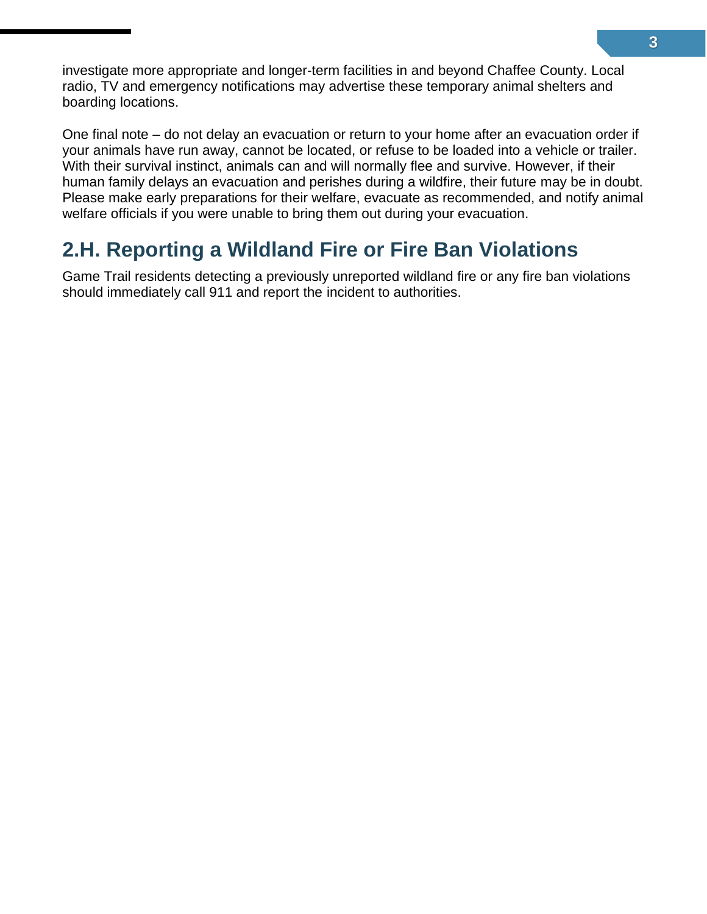investigate more appropriate and longer-term facilities in and beyond Chaffee County. Local radio, TV and emergency notifications may advertise these temporary animal shelters and boarding locations.

One final note – do not delay an evacuation or return to your home after an evacuation order if your animals have run away, cannot be located, or refuse to be loaded into a vehicle or trailer. With their survival instinct, animals can and will normally flee and survive. However, if their human family delays an evacuation and perishes during a wildfire, their future may be in doubt. Please make early preparations for their welfare, evacuate as recommended, and notify animal welfare officials if you were unable to bring them out during your evacuation.

## 2.H. Reporting a Wildland Fire or Fire Ban Violations

Game Trail residents detecting a previously unreported wildland fire or any fire ban violations should immediately call 911 and report the incident to authorities.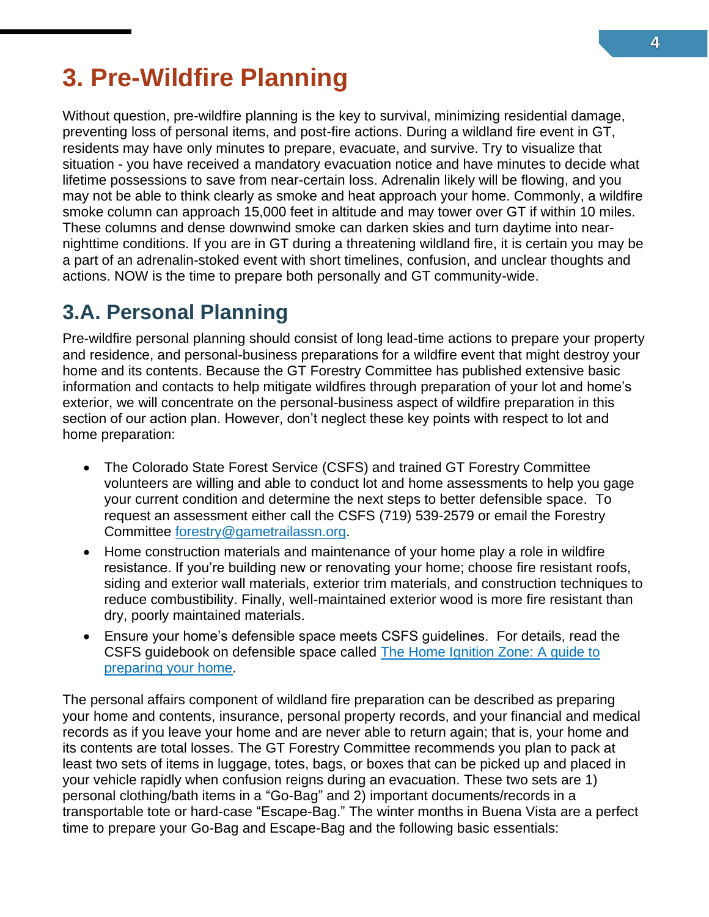# 3. Pre-Wildfire Planning

Without question, pre-wildfire planning is the key to survival, minimizing residential damage, preventing loss of personal items, and post-fire actions. During a wildland fire event in GT, residents may have only minutes to prepare, evacuate, and survive. Try to visualize that situation - you have received a mandatory evacuation notice and have minutes to decide what lifetime possessions to save from near-certain loss. Adrenalin likely will be flowing, and you may not be able to think clearly as smoke and heat approach your home. Commonly, a wildfire smoke column can approach 15,000 feet in altitude and may tower over GT if within 10 miles. These columns and dense downwind smoke can darken skies and turn daytime into near-nighttime conditions. If you are in GT during a threatening wildland fire, it is certain you may be a part of an adrenalin-stoked event with short timelines, confusion, and unclear thoughts and actions. NOW is the time to prepare both personally and GT community-wide.

## 3.A. Personal Planning

Pre-wildfire personal planning should consist of long lead-time actions to prepare your property and residence, and personal-business preparations for a wildfire event that might destroy your home and its contents. Because the GT Forestry Committee has published extensive basic information and contacts to help mitigate wildfires through preparation of your lot and home's exterior, we will concentrate on the personal-business aspect of wildfire preparation in this section of our action plan. However, don't neglect these key points with respect to lot and home preparation:

- The Colorado State Forest Service (CSFS) and trained GT Forestry Committee volunteers are willing and able to conduct lot and home assessments to help you gage your current condition and determine the next steps to better defensible space. To request an assessment either call the CSFS (719) 539-2579 or email the Forestry Committee [forestry@gametrailassn.org](mailto:forestry@gametrailassn.org).
- Home construction materials and maintenance of your home play a role in wildfire resistance. If you're building new or renovating your home; choose fire resistant roofs, siding and exterior wall materials, exterior trim materials, and construction techniques to reduce combustibility. Finally, well-maintained exterior wood is more fire resistant than dry, poorly maintained materials.
- Ensure your home's defensible space meets CSFS guidelines. For details, read the CSFS guidebook on defensible space called The Home Ignition Zone: A guide to preparing your home.

The personal affairs component of wildland fire preparation can be described as preparing your home and contents, insurance, personal property records, and your financial and medical records as if you leave your home and are never able to return again; that is, your home and its contents are total losses. The GT Forestry Committee recommends you plan to pack at least two sets of items in luggage, totes, bags, or boxes that can be picked up and placed in your vehicle rapidly when confusion reigns during an evacuation. These two sets are 1) personal clothing/bath items in a "Go-Bag" and 2) important documents/records in a transportable tote or hard-case "Escape-Bag." The winter months in Buena Vista are a perfect time to prepare your Go-Bag and Escape-Bag and the following basic essentials: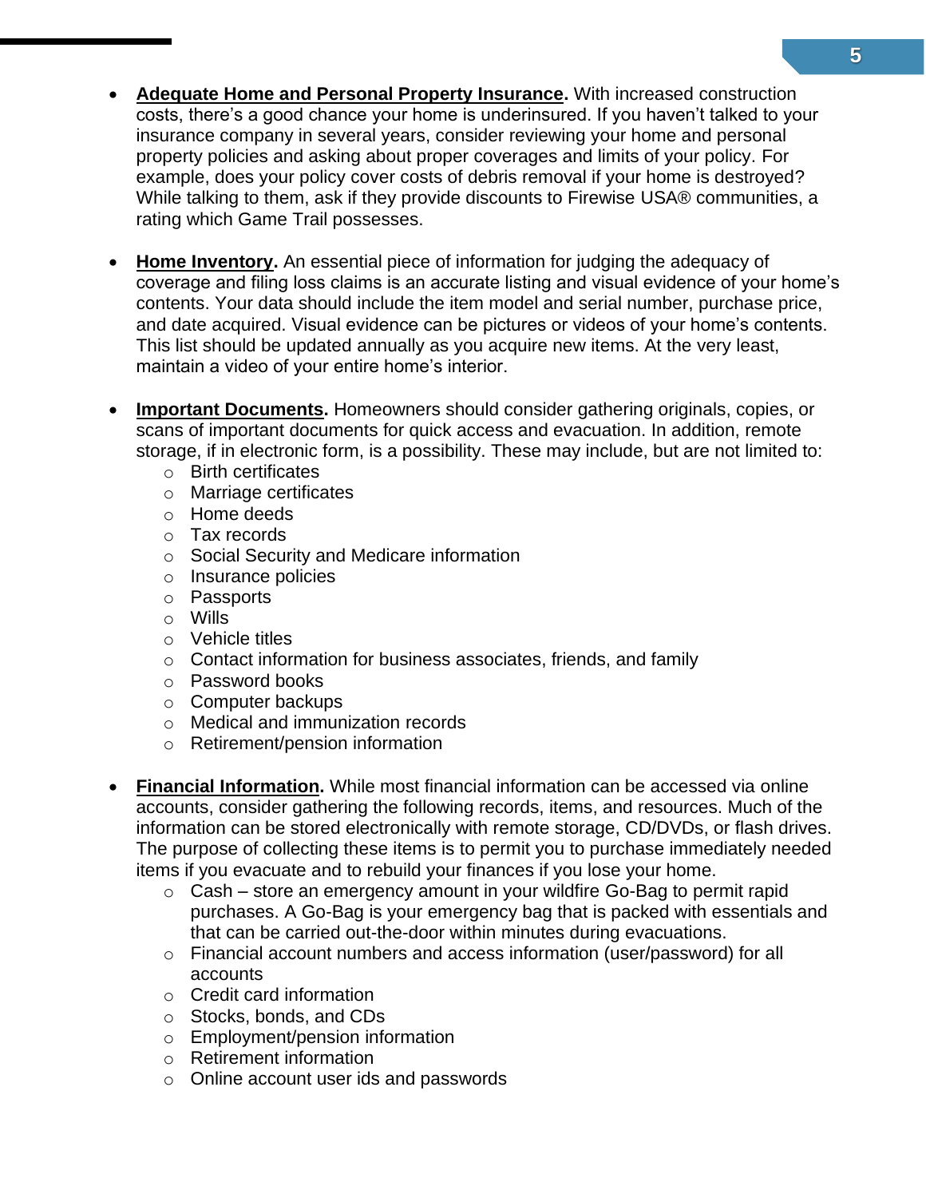- **Adequate Home and Personal Property Insurance.** With increased construction costs, there's a good chance your home is underinsured. If you haven't talked to your insurance company in several years, consider reviewing your home and personal property policies and asking about proper coverages and limits of your policy. For example, does your policy cover costs of debris removal if your home is destroyed? While talking to them, ask if they provide discounts to Firewise USA® communities, a rating which Game Trail possesses.

- **Home Inventory.** An essential piece of information for judging the adequacy of coverage and filing loss claims is an accurate listing and visual evidence of your home's contents. Your data should include the item model and serial number, purchase price, and date acquired. Visual evidence can be pictures or videos of your home's contents. This list should be updated annually as you acquire new items. At the very least, maintain a video of your entire home's interior.

- **Important Documents.** Homeowners should consider gathering originals, copies, or scans of important documents for quick access and evacuation. In addition, remote storage, if in electronic form, is a possibility. These may include, but are not limited to:
  - Birth certificates
  - Marriage certificates
  - Home deeds
  - Tax records
  - Social Security and Medicare information
  - Insurance policies
  - Passports
  - Wills
  - Vehicle titles
  - Contact information for business associates, friends, and family
  - Password books
  - Computer backups
  - Medical and immunization records
  - Retirement/pension information

- **Financial Information.** While most financial information can be accessed via online accounts, consider gathering the following records, items, and resources. Much of the information can be stored electronically with remote storage, CD/DVDs, or flash drives. The purpose of collecting these items is to permit you to purchase immediately needed items if you evacuate and to rebuild your finances if you lose your home.
  - Cash – store an emergency amount in your wildfire Go-Bag to permit rapid purchases. A Go-Bag is your emergency bag that is packed with essentials and that can be carried out-the-door within minutes during evacuations.
  - Financial account numbers and access information (user/password) for all accounts
  - Credit card information
  - Stocks, bonds, and CDs
  - Employment/pension information
  - Retirement information
  - Online account user ids and passwords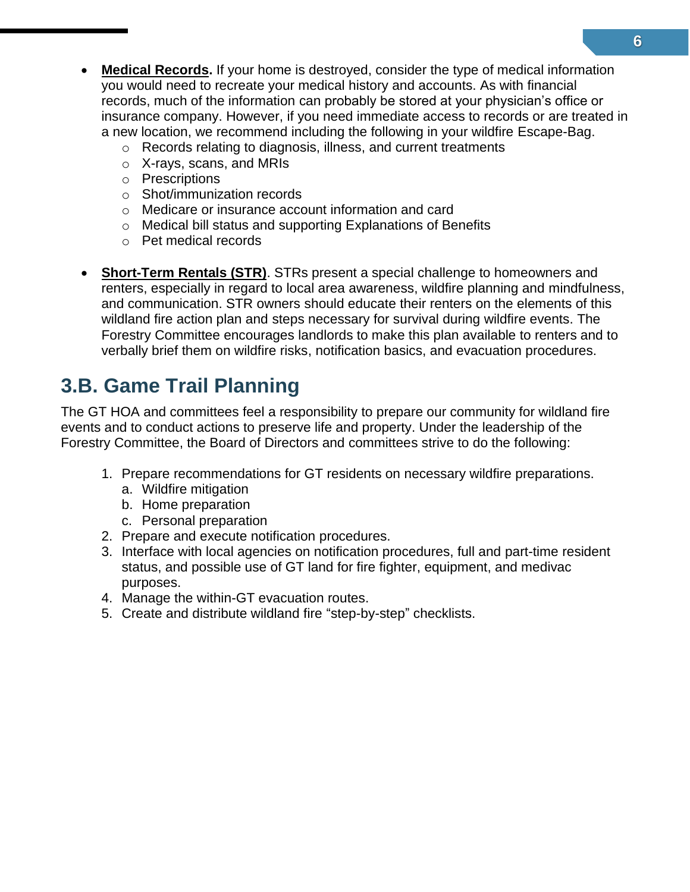- **Medical Records.** If your home is destroyed, consider the type of medical information you would need to recreate your medical history and accounts. As with financial records, much of the information can probably be stored at your physician's office or insurance company. However, if you need immediate access to records or are treated in a new location, we recommend including the following in your wildfire Escape-Bag.
  - Records relating to diagnosis, illness, and current treatments
  - X-rays, scans, and MRIs
  - Prescriptions
  - Shot/immunization records
  - Medicare or insurance account information and card
  - Medical bill status and supporting Explanations of Benefits
  - Pet medical records

- **Short-Term Rentals (STR)**. STRs present a special challenge to homeowners and renters, especially in regard to local area awareness, wildfire planning and mindfulness, and communication. STR owners should educate their renters on the elements of this wildland fire action plan and steps necessary for survival during wildfire events. The Forestry Committee encourages landlords to make this plan available to renters and to verbally brief them on wildfire risks, notification basics, and evacuation procedures.

## 3.B. Game Trail Planning

The GT HOA and committees feel a responsibility to prepare our community for wildland fire events and to conduct actions to preserve life and property. Under the leadership of the Forestry Committee, the Board of Directors and committees strive to do the following:

1. Prepare recommendations for GT residents on necessary wildfire preparations.
   a. Wildfire mitigation
   b. Home preparation
   c. Personal preparation
2. Prepare and execute notification procedures.
3. Interface with local agencies on notification procedures, full and part-time resident status, and possible use of GT land for fire fighter, equipment, and medivac purposes.
4. Manage the within-GT evacuation routes.
5. Create and distribute wildland fire "step-by-step" checklists.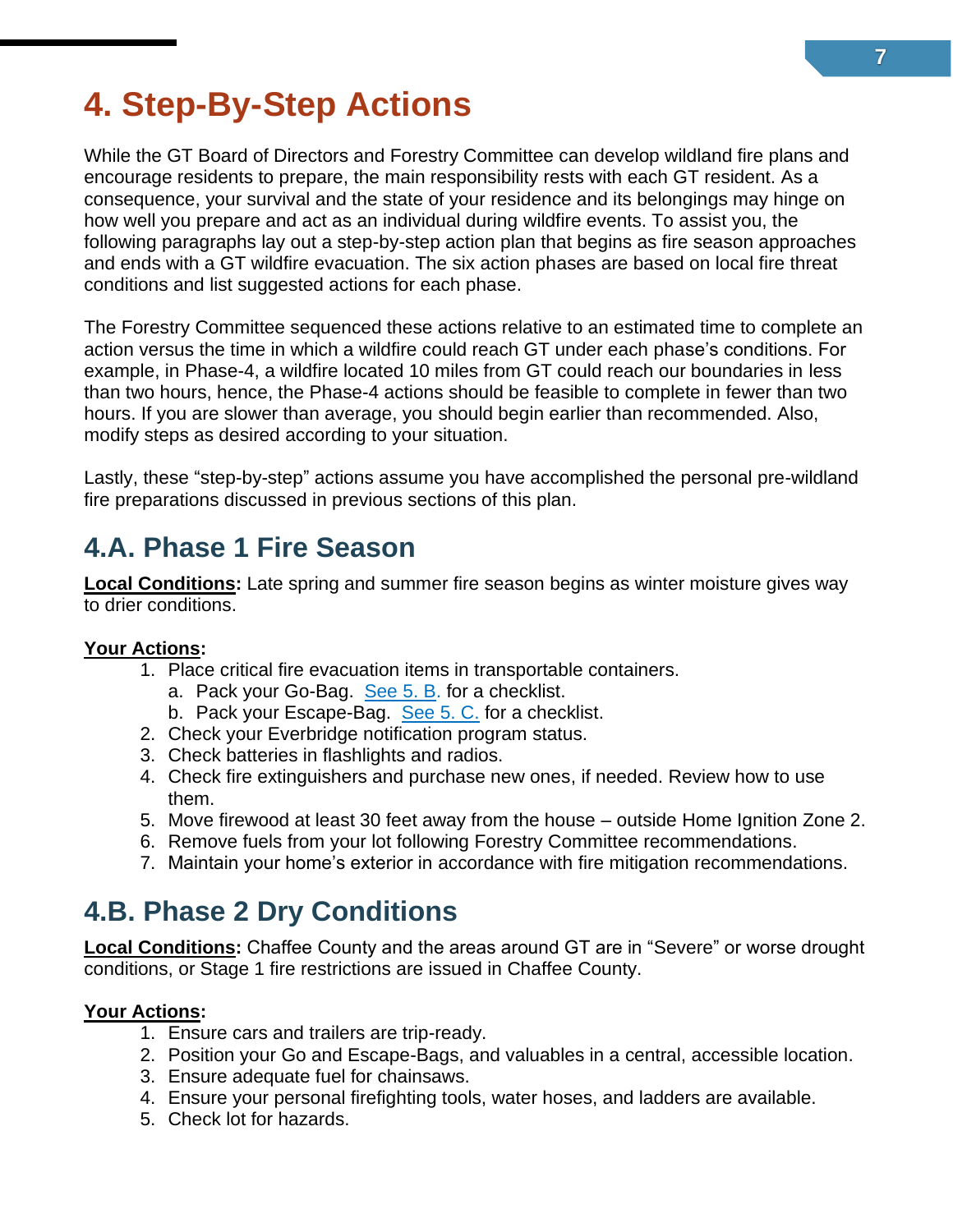# 4. Step-By-Step Actions

While the GT Board of Directors and Forestry Committee can develop wildland fire plans and encourage residents to prepare, the main responsibility rests with each GT resident. As a consequence, your survival and the state of your residence and its belongings may hinge on how well you prepare and act as an individual during wildfire events. To assist you, the following paragraphs lay out a step-by-step action plan that begins as fire season approaches and ends with a GT wildfire evacuation. The six action phases are based on local fire threat conditions and list suggested actions for each phase.

The Forestry Committee sequenced these actions relative to an estimated time to complete an action versus the time in which a wildfire could reach GT under each phase's conditions. For example, in Phase-4, a wildfire located 10 miles from GT could reach our boundaries in less than two hours, hence, the Phase-4 actions should be feasible to complete in fewer than two hours. If you are slower than average, you should begin earlier than recommended. Also, modify steps as desired according to your situation.

Lastly, these "step-by-step" actions assume you have accomplished the personal pre-wildland fire preparations discussed in previous sections of this plan.

## 4.A. Phase 1 Fire Season

**Local Conditions:** Late spring and summer fire season begins as winter moisture gives way to drier conditions.

**Your Actions:**

1. Place critical fire evacuation items in transportable containers.
   a. Pack your Go-Bag. See 5. B. for a checklist.
   b. Pack your Escape-Bag. See 5. C. for a checklist.
2. Check your Everbridge notification program status.
3. Check batteries in flashlights and radios.
4. Check fire extinguishers and purchase new ones, if needed. Review how to use them.
5. Move firewood at least 30 feet away from the house – outside Home Ignition Zone 2.
6. Remove fuels from your lot following Forestry Committee recommendations.
7. Maintain your home's exterior in accordance with fire mitigation recommendations.

## 4.B. Phase 2 Dry Conditions

**Local Conditions:** Chaffee County and the areas around GT are in "Severe" or worse drought conditions, or Stage 1 fire restrictions are issued in Chaffee County.

**Your Actions:**

1. Ensure cars and trailers are trip-ready.
2. Position your Go and Escape-Bags, and valuables in a central, accessible location.
3. Ensure adequate fuel for chainsaws.
4. Ensure your personal firefighting tools, water hoses, and ladders are available.
5. Check lot for hazards.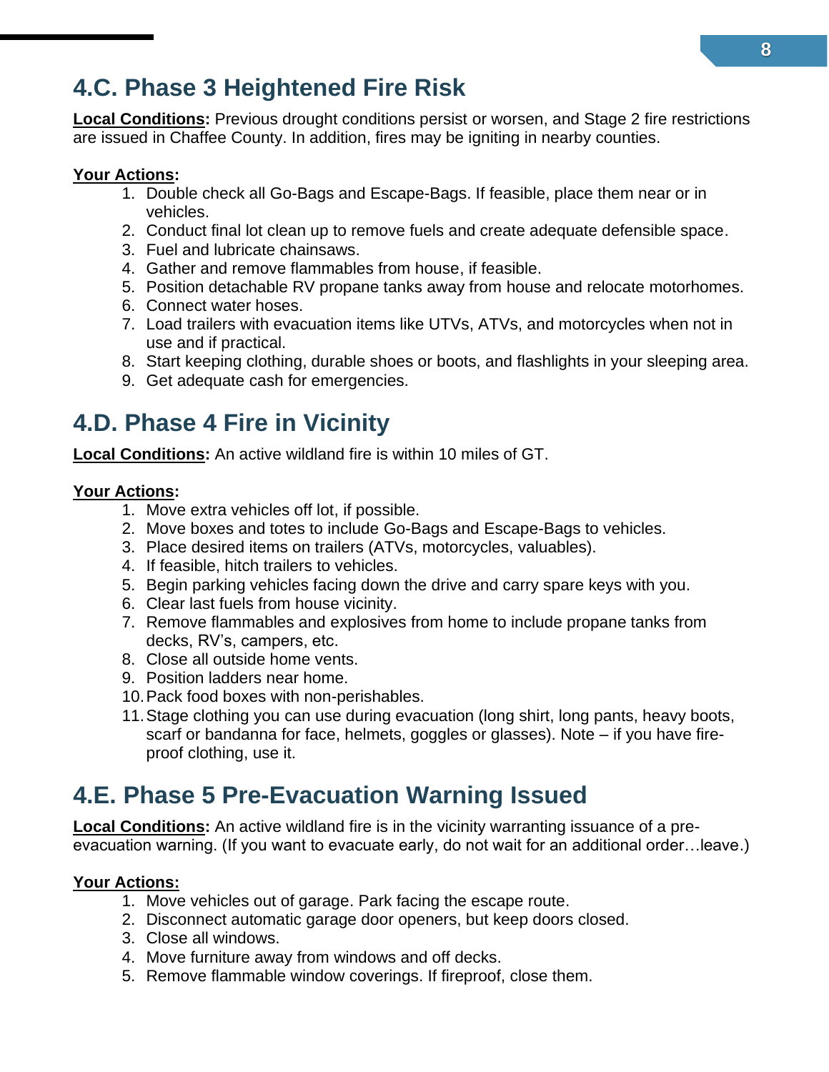## 4.C. Phase 3 Heightened Fire Risk

**Local Conditions:** Previous drought conditions persist or worsen, and Stage 2 fire restrictions are issued in Chaffee County. In addition, fires may be igniting in nearby counties.

**Your Actions:**

1. Double check all Go-Bags and Escape-Bags. If feasible, place them near or in vehicles.
2. Conduct final lot clean up to remove fuels and create adequate defensible space.
3. Fuel and lubricate chainsaws.
4. Gather and remove flammables from house, if feasible.
5. Position detachable RV propane tanks away from house and relocate motorhomes.
6. Connect water hoses.
7. Load trailers with evacuation items like UTVs, ATVs, and motorcycles when not in use and if practical.
8. Start keeping clothing, durable shoes or boots, and flashlights in your sleeping area.
9. Get adequate cash for emergencies.

## 4.D. Phase 4 Fire in Vicinity

**Local Conditions:** An active wildland fire is within 10 miles of GT.

**Your Actions:**

1. Move extra vehicles off lot, if possible.
2. Move boxes and totes to include Go-Bags and Escape-Bags to vehicles.
3. Place desired items on trailers (ATVs, motorcycles, valuables).
4. If feasible, hitch trailers to vehicles.
5. Begin parking vehicles facing down the drive and carry spare keys with you.
6. Clear last fuels from house vicinity.
7. Remove flammables and explosives from home to include propane tanks from decks, RV's, campers, etc.
8. Close all outside home vents.
9. Position ladders near home.
10. Pack food boxes with non-perishables.
11. Stage clothing you can use during evacuation (long shirt, long pants, heavy boots, scarf or bandanna for face, helmets, goggles or glasses). Note – if you have fire-proof clothing, use it.

## 4.E. Phase 5 Pre-Evacuation Warning Issued

**Local Conditions:** An active wildland fire is in the vicinity warranting issuance of a pre-evacuation warning. (If you want to evacuate early, do not wait for an additional order…leave.)

**Your Actions:**

1. Move vehicles out of garage. Park facing the escape route.
2. Disconnect automatic garage door openers, but keep doors closed.
3. Close all windows.
4. Move furniture away from windows and off decks.
5. Remove flammable window coverings. If fireproof, close them.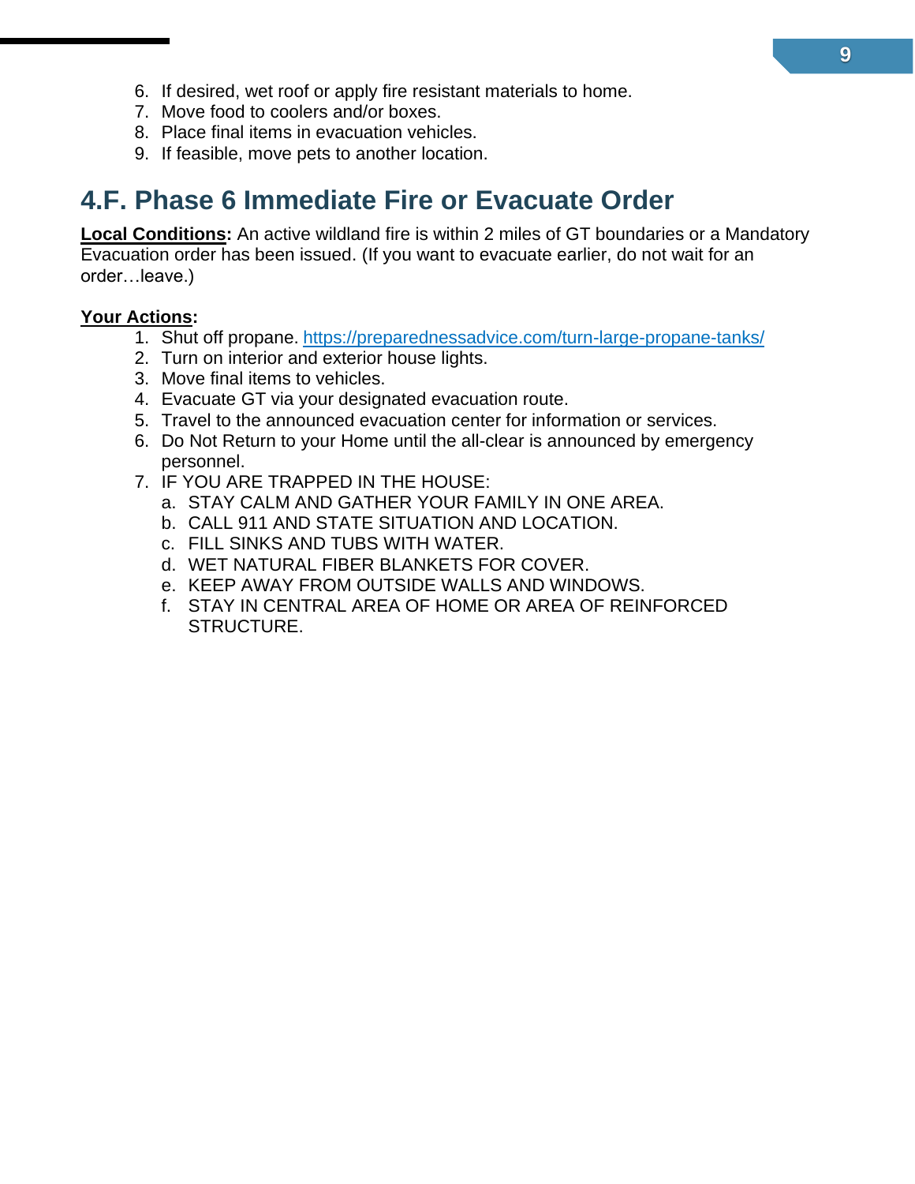6. If desired, wet roof or apply fire resistant materials to home.
7. Move food to coolers and/or boxes.
8. Place final items in evacuation vehicles.
9. If feasible, move pets to another location.

## 4.F. Phase 6 Immediate Fire or Evacuate Order

**Local Conditions:** An active wildland fire is within 2 miles of GT boundaries or a Mandatory Evacuation order has been issued. (If you want to evacuate earlier, do not wait for an order…leave.)

**Your Actions:**

1. Shut off propane. [https://preparednessadvice.com/turn-large-propane-tanks/](https://preparednessadvice.com/turn-large-propane-tanks/)
2. Turn on interior and exterior house lights.
3. Move final items to vehicles.
4. Evacuate GT via your designated evacuation route.
5. Travel to the announced evacuation center for information or services.
6. Do Not Return to your Home until the all-clear is announced by emergency personnel.
7. IF YOU ARE TRAPPED IN THE HOUSE:
    a. STAY CALM AND GATHER YOUR FAMILY IN ONE AREA.
    b. CALL 911 AND STATE SITUATION AND LOCATION.
    c. FILL SINKS AND TUBS WITH WATER.
    d. WET NATURAL FIBER BLANKETS FOR COVER.
    e. KEEP AWAY FROM OUTSIDE WALLS AND WINDOWS.
    f. STAY IN CENTRAL AREA OF HOME OR AREA OF REINFORCED STRUCTURE.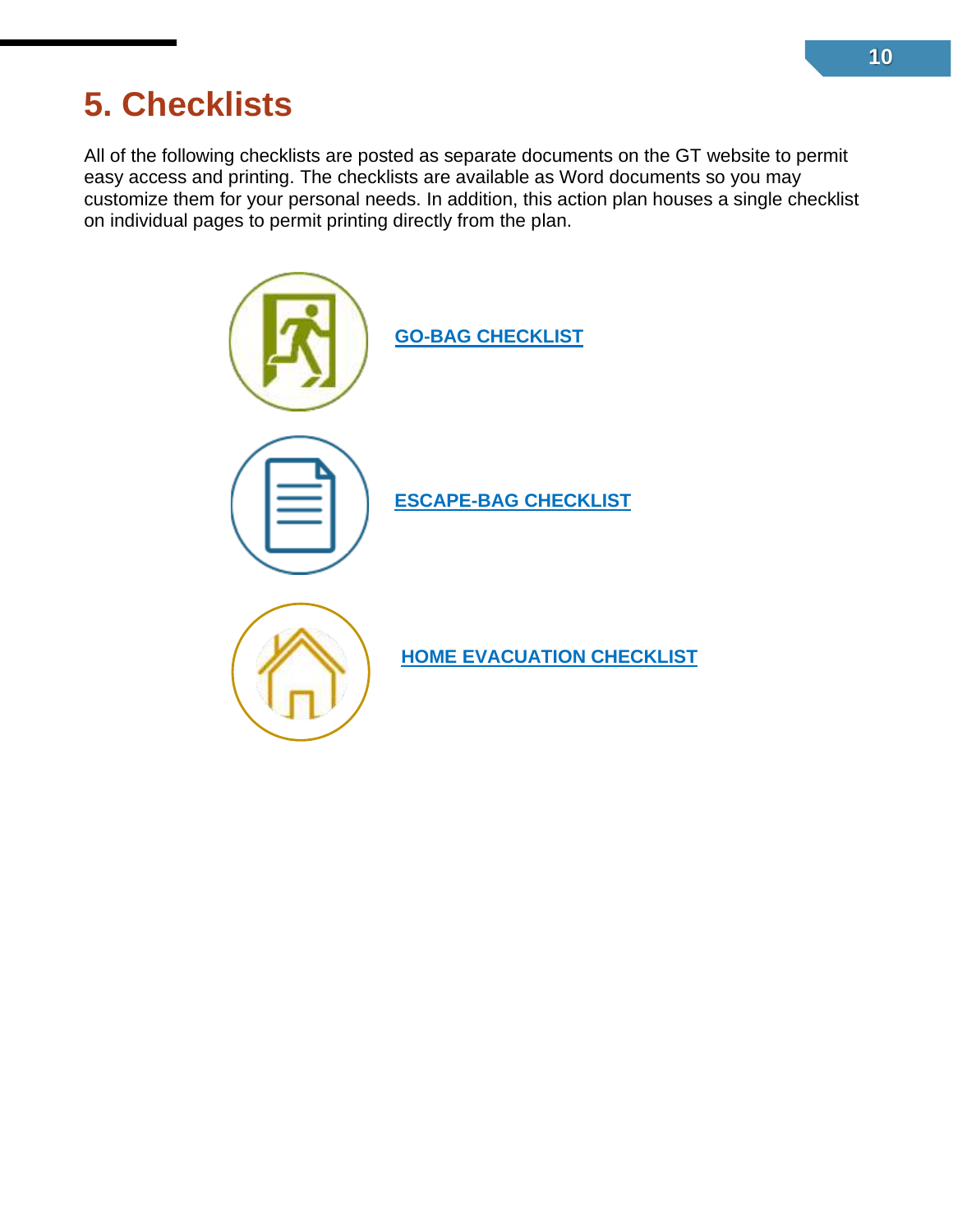# 5. Checklists

All of the following checklists are posted as separate documents on the GT website to permit easy access and printing. The checklists are available as Word documents so you may customize them for your personal needs. In addition, this action plan houses a single checklist on individual pages to permit printing directly from the plan.

**GO-BAG CHECKLIST**

**ESCAPE-BAG CHECKLIST**

**HOME EVACUATION CHECKLIST**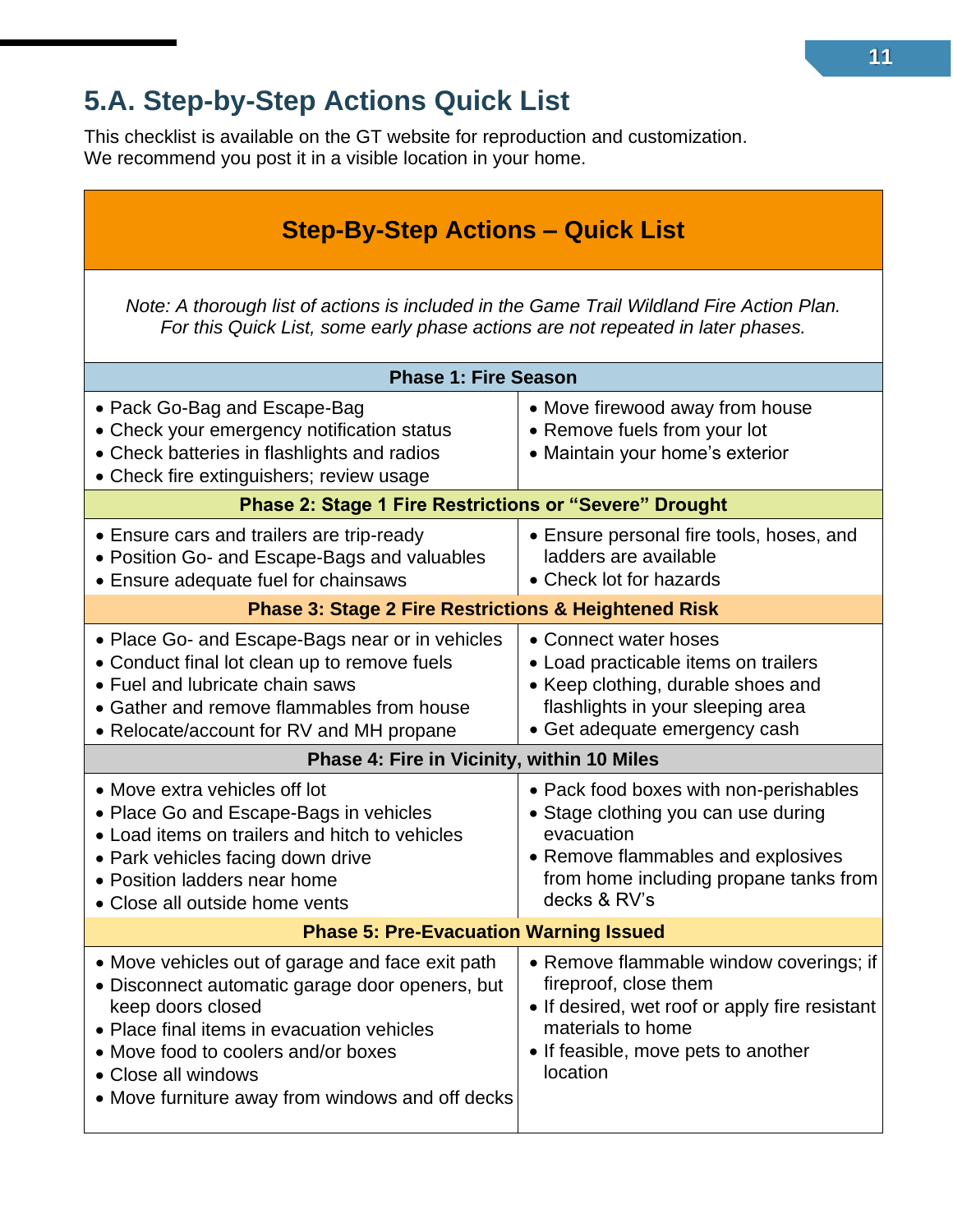## 5.A. Step-by-Step Actions Quick List

This checklist is available on the GT website for reproduction and customization.
We recommend you post it in a visible location in your home.

| Step-By-Step Actions – Quick List | |
|---|---|
| *Note: A thorough list of actions is included in the Game Trail Wildland Fire Action Plan. For this Quick List, some early phase actions are not repeated in later phases.* | |
| **Phase 1: Fire Season** | |
| • Pack Go-Bag and Escape-Bag<br>• Check your emergency notification status<br>• Check batteries in flashlights and radios<br>• Check fire extinguishers; review usage | • Move firewood away from house<br>• Remove fuels from your lot<br>• Maintain your home's exterior |
| **Phase 2: Stage 1 Fire Restrictions or "Severe" Drought** | |
| • Ensure cars and trailers are trip-ready<br>• Position Go- and Escape-Bags and valuables<br>• Ensure adequate fuel for chainsaws | • Ensure personal fire tools, hoses, and ladders are available<br>• Check lot for hazards |
| **Phase 3: Stage 2 Fire Restrictions & Heightened Risk** | |
| • Place Go- and Escape-Bags near or in vehicles<br>• Conduct final lot clean up to remove fuels<br>• Fuel and lubricate chain saws<br>• Gather and remove flammables from house<br>• Relocate/account for RV and MH propane | • Connect water hoses<br>• Load practicable items on trailers<br>• Keep clothing, durable shoes and flashlights in your sleeping area<br>• Get adequate emergency cash |
| **Phase 4: Fire in Vicinity, within 10 Miles** | |
| • Move extra vehicles off lot<br>• Place Go and Escape-Bags in vehicles<br>• Load items on trailers and hitch to vehicles<br>• Park vehicles facing down drive<br>• Position ladders near home<br>• Close all outside home vents | • Pack food boxes with non-perishables<br>• Stage clothing you can use during evacuation<br>• Remove flammables and explosives from home including propane tanks from decks & RV's |
| **Phase 5: Pre-Evacuation Warning Issued** | |
| • Move vehicles out of garage and face exit path<br>• Disconnect automatic garage door openers, but keep doors closed<br>• Place final items in evacuation vehicles<br>• Move food to coolers and/or boxes<br>• Close all windows<br>• Move furniture away from windows and off decks | • Remove flammable window coverings; if fireproof, close them<br>• If desired, wet roof or apply fire resistant materials to home<br>• If feasible, move pets to another location |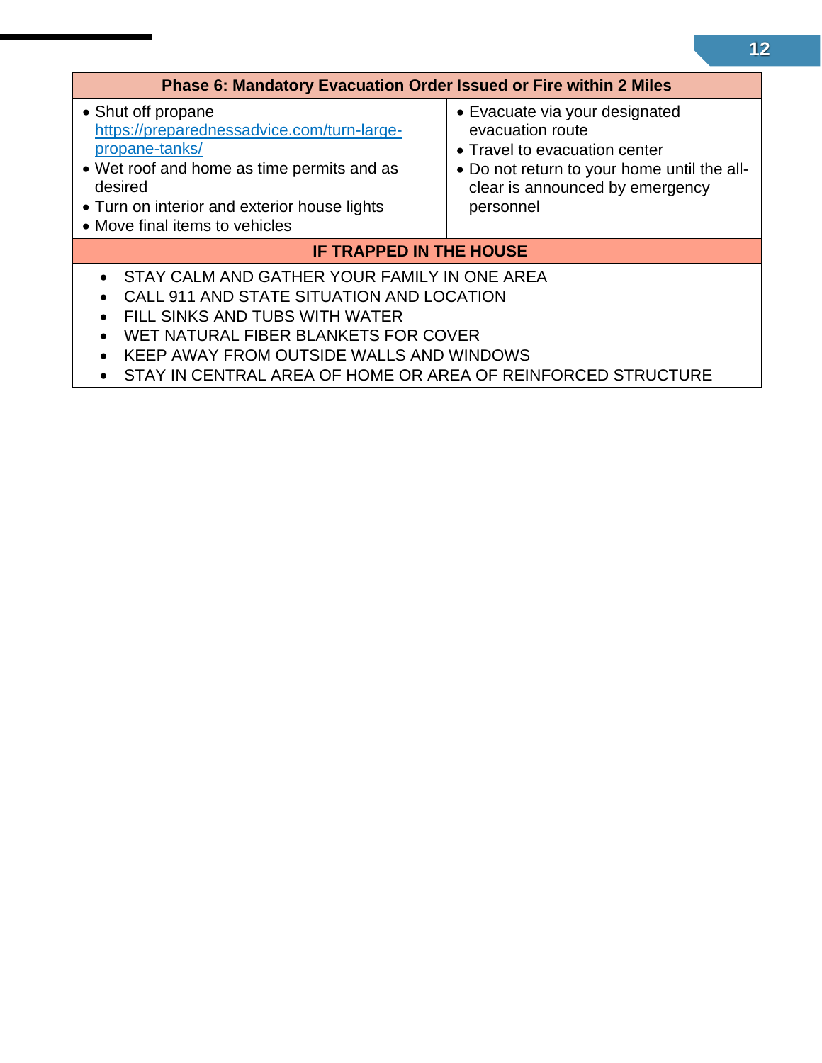| Phase 6: Mandatory Evacuation Order Issued or Fire within 2 Miles | |
|---|---|
| • Shut off propane [https://preparednessadvice.com/turn-large-propane-tanks/](https://preparednessadvice.com/turn-large-propane-tanks/)<br>• Wet roof and home as time permits and as desired<br>• Turn on interior and exterior house lights<br>• Move final items to vehicles | • Evacuate via your designated evacuation route<br>• Travel to evacuation center<br>• Do not return to your home until the all-clear is announced by emergency personnel |
| **IF TRAPPED IN THE HOUSE** | |
| • STAY CALM AND GATHER YOUR FAMILY IN ONE AREA<br>• CALL 911 AND STATE SITUATION AND LOCATION<br>• FILL SINKS AND TUBS WITH WATER<br>• WET NATURAL FIBER BLANKETS FOR COVER<br>• KEEP AWAY FROM OUTSIDE WALLS AND WINDOWS<br>• STAY IN CENTRAL AREA OF HOME OR AREA OF REINFORCED STRUCTURE | |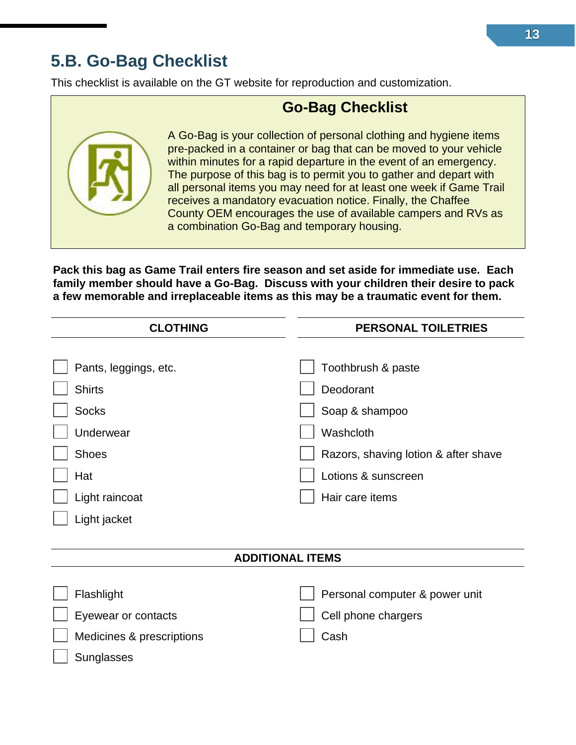## 5.B. Go-Bag Checklist

This checklist is available on the GT website for reproduction and customization.

### Go-Bag Checklist

A Go-Bag is your collection of personal clothing and hygiene items pre-packed in a container or bag that can be moved to your vehicle within minutes for a rapid departure in the event of an emergency. The purpose of this bag is to permit you to gather and depart with all personal items you may need for at least one week if Game Trail receives a mandatory evacuation notice. Finally, the Chaffee County OEM encourages the use of available campers and RVs as a combination Go-Bag and temporary housing.

**Pack this bag as Game Trail enters fire season and set aside for immediate use. Each family member should have a Go-Bag. Discuss with your children their desire to pack a few memorable and irreplaceable items as this may be a traumatic event for them.**

| CLOTHING | PERSONAL TOILETRIES |
|---|---|
| ☐ Pants, leggings, etc. | ☐ Toothbrush & paste |
| ☐ Shirts | ☐ Deodorant |
| ☐ Socks | ☐ Soap & shampoo |
| ☐ Underwear | ☐ Washcloth |
| ☐ Shoes | ☐ Razors, shaving lotion & after shave |
| ☐ Hat | ☐ Lotions & sunscreen |
| ☐ Light raincoat | ☐ Hair care items |
| ☐ Light jacket | |

**ADDITIONAL ITEMS**

| | |
|---|---|
| ☐ Flashlight | ☐ Personal computer & power unit |
| ☐ Eyewear or contacts | ☐ Cell phone chargers |
| ☐ Medicines & prescriptions | ☐ Cash |
| ☐ Sunglasses | |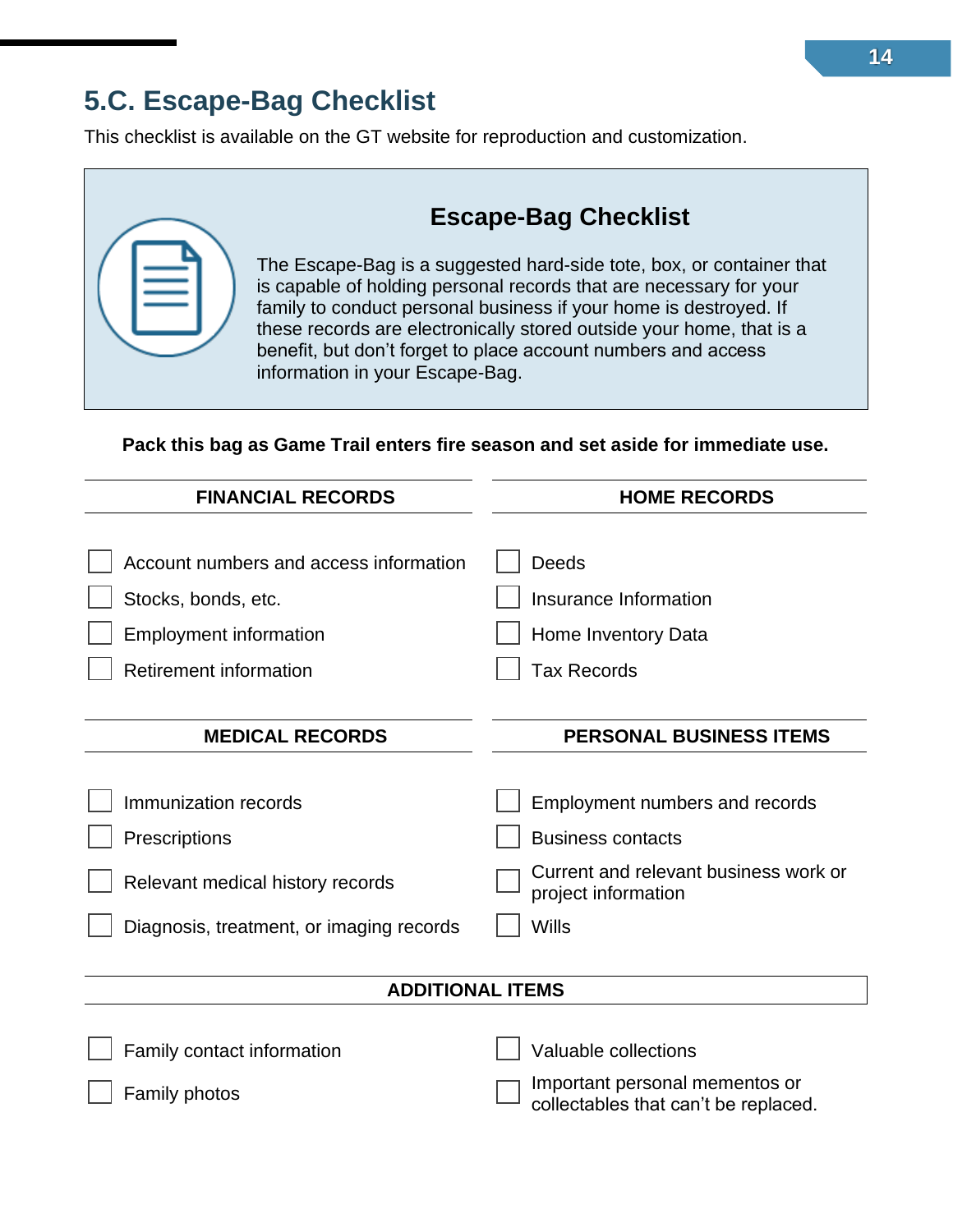## 5.C. Escape-Bag Checklist

This checklist is available on the GT website for reproduction and customization.

### Escape-Bag Checklist

The Escape-Bag is a suggested hard-side tote, box, or container that is capable of holding personal records that are necessary for your family to conduct personal business if your home is destroyed. If these records are electronically stored outside your home, that is a benefit, but don't forget to place account numbers and access information in your Escape-Bag.

**Pack this bag as Game Trail enters fire season and set aside for immediate use.**

| FINANCIAL RECORDS | HOME RECORDS |
|---|---|
| ☐ Account numbers and access information | ☐ Deeds |
| ☐ Stocks, bonds, etc. | ☐ Insurance Information |
| ☐ Employment information | ☐ Home Inventory Data |
| ☐ Retirement information | ☐ Tax Records |

| MEDICAL RECORDS | PERSONAL BUSINESS ITEMS |
|---|---|
| ☐ Immunization records | ☐ Employment numbers and records |
| ☐ Prescriptions | ☐ Business contacts |
| ☐ Relevant medical history records | ☐ Current and relevant business work or project information |
| ☐ Diagnosis, treatment, or imaging records | ☐ Wills |

**ADDITIONAL ITEMS**

| | |
|---|---|
| ☐ Family contact information | ☐ Valuable collections |
| ☐ Family photos | ☐ Important personal mementos or collectables that can't be replaced. |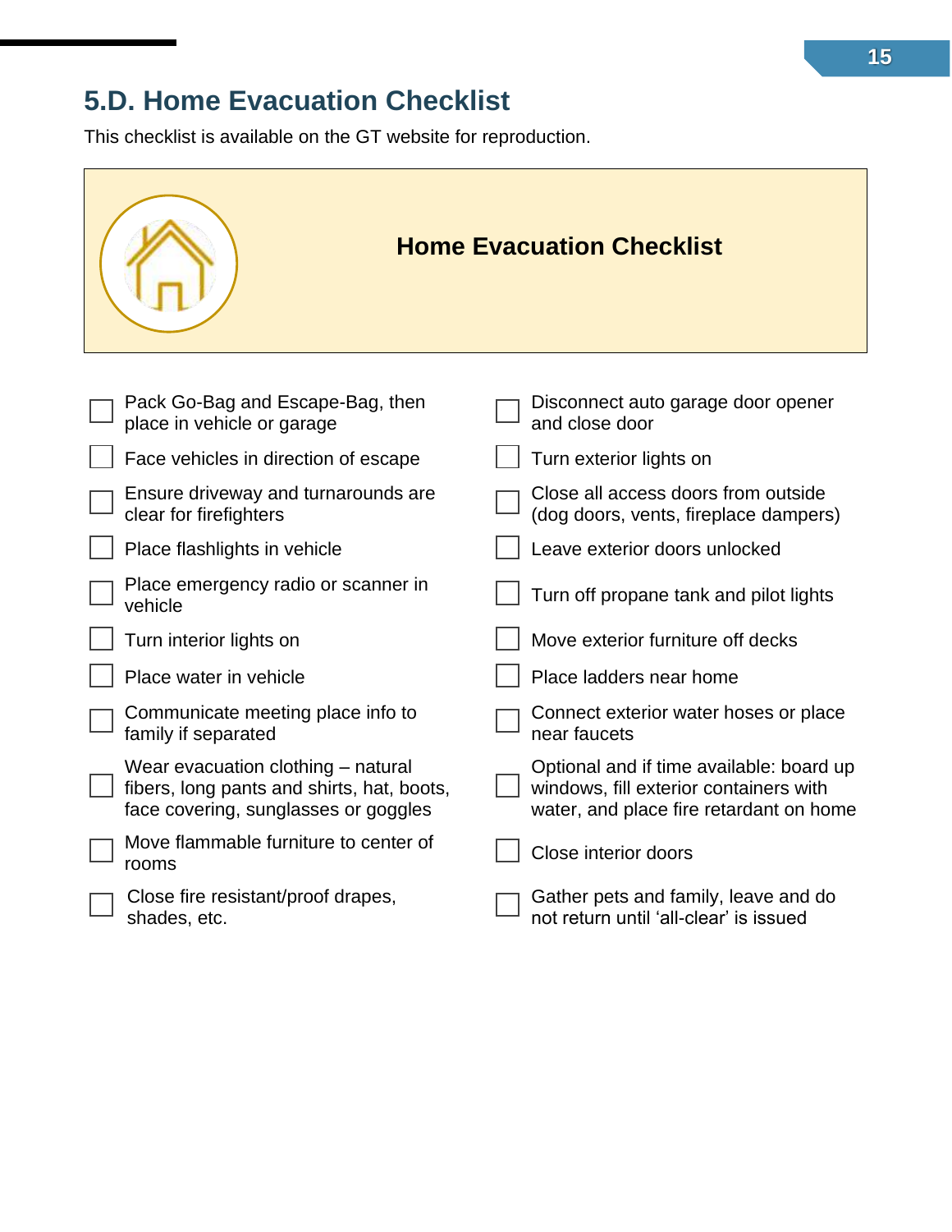## 5.D. Home Evacuation Checklist

This checklist is available on the GT website for reproduction.

### Home Evacuation Checklist

- [ ] Pack Go-Bag and Escape-Bag, then place in vehicle or garage
- [ ] Face vehicles in direction of escape
- [ ] Ensure driveway and turnarounds are clear for firefighters
- [ ] Place flashlights in vehicle
- [ ] Place emergency radio or scanner in vehicle
- [ ] Turn interior lights on
- [ ] Place water in vehicle
- [ ] Communicate meeting place info to family if separated
- [ ] Wear evacuation clothing – natural fibers, long pants and shirts, hat, boots, face covering, sunglasses or goggles
- [ ] Move flammable furniture to center of rooms
- [ ] Close fire resistant/proof drapes, shades, etc.
- [ ] Disconnect auto garage door opener and close door
- [ ] Turn exterior lights on
- [ ] Close all access doors from outside (dog doors, vents, fireplace dampers)
- [ ] Leave exterior doors unlocked
- [ ] Turn off propane tank and pilot lights
- [ ] Move exterior furniture off decks
- [ ] Place ladders near home
- [ ] Connect exterior water hoses or place near faucets
- [ ] Optional and if time available: board up windows, fill exterior containers with water, and place fire retardant on home
- [ ] Close interior doors
- [ ] Gather pets and family, leave and do not return until 'all-clear' is issued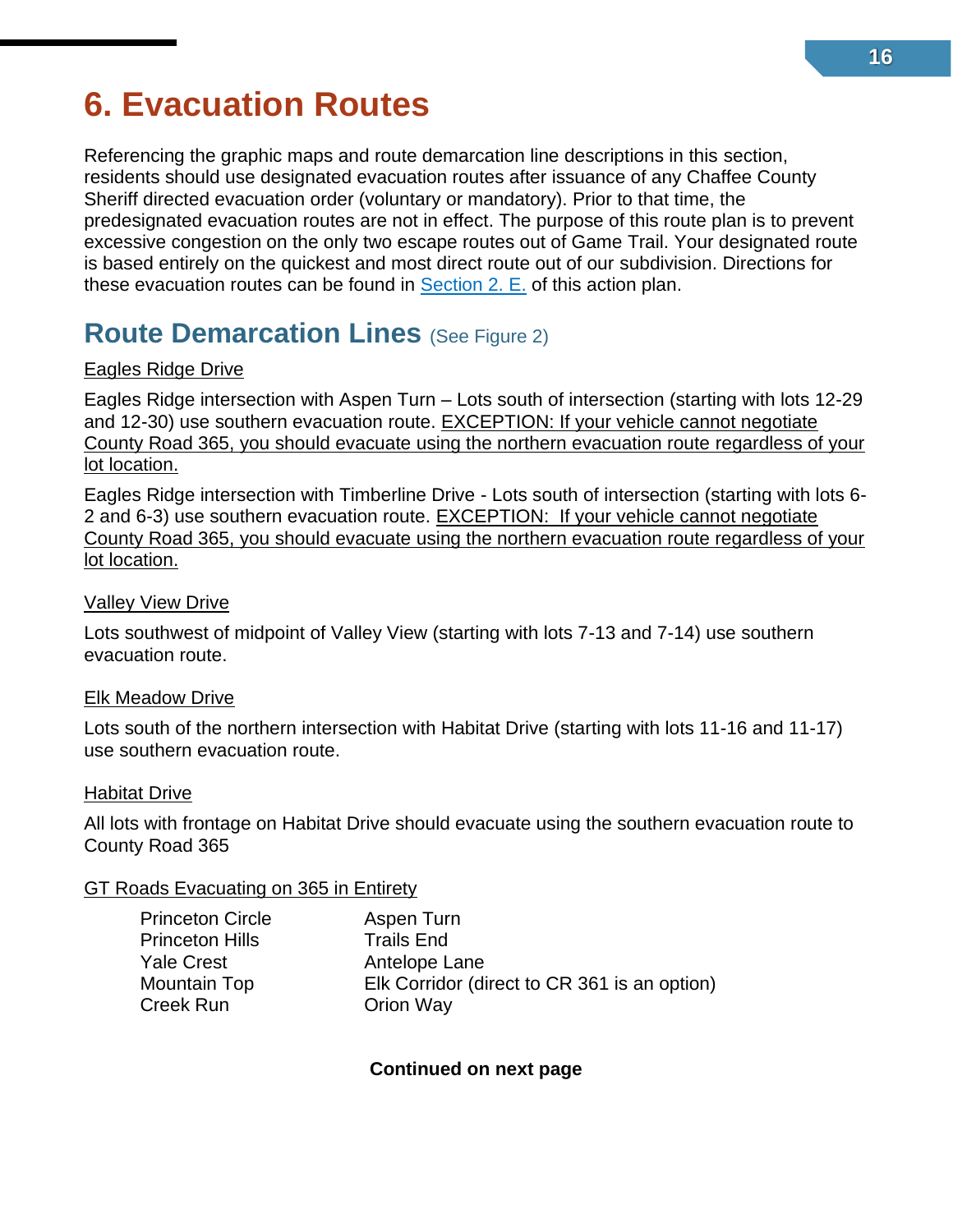# 6. Evacuation Routes

Referencing the graphic maps and route demarcation line descriptions in this section, residents should use designated evacuation routes after issuance of any Chaffee County Sheriff directed evacuation order (voluntary or mandatory). Prior to that time, the predesignated evacuation routes are not in effect. The purpose of this route plan is to prevent excessive congestion on the only two escape routes out of Game Trail. Your designated route is based entirely on the quickest and most direct route out of our subdivision. Directions for these evacuation routes can be found in Section 2. E. of this action plan.

## Route Demarcation Lines (See Figure 2)

Eagles Ridge Drive

Eagles Ridge intersection with Aspen Turn – Lots south of intersection (starting with lots 12-29 and 12-30) use southern evacuation route. EXCEPTION: If your vehicle cannot negotiate County Road 365, you should evacuate using the northern evacuation route regardless of your lot location.

Eagles Ridge intersection with Timberline Drive - Lots south of intersection (starting with lots 6-2 and 6-3) use southern evacuation route. EXCEPTION: If your vehicle cannot negotiate County Road 365, you should evacuate using the northern evacuation route regardless of your lot location.

Valley View Drive

Lots southwest of midpoint of Valley View (starting with lots 7-13 and 7-14) use southern evacuation route.

Elk Meadow Drive

Lots south of the northern intersection with Habitat Drive (starting with lots 11-16 and 11-17) use southern evacuation route.

Habitat Drive

All lots with frontage on Habitat Drive should evacuate using the southern evacuation route to County Road 365

GT Roads Evacuating on 365 in Entirety

| | |
|---|---|
| Princeton Circle | Aspen Turn |
| Princeton Hills | Trails End |
| Yale Crest | Antelope Lane |
| Mountain Top | Elk Corridor (direct to CR 361 is an option) |
| Creek Run | Orion Way |

**Continued on next page**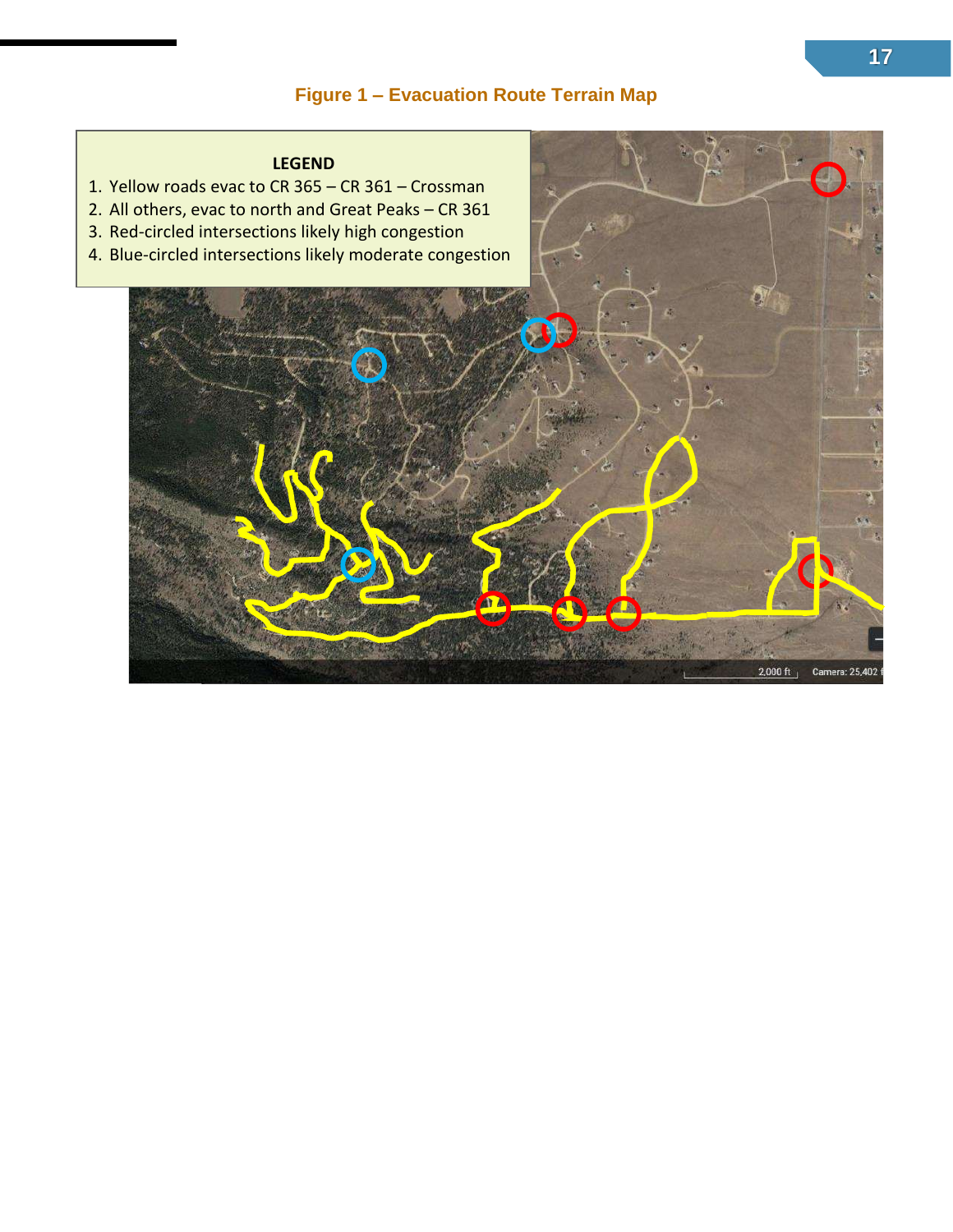**Figure 1 – Evacuation Route Terrain Map**

**LEGEND**

1. Yellow roads evac to CR 365 – CR 361 – Crossman
2. All others, evac to north and Great Peaks – CR 361
3. Red-circled intersections likely high congestion
4. Blue-circled intersections likely moderate congestion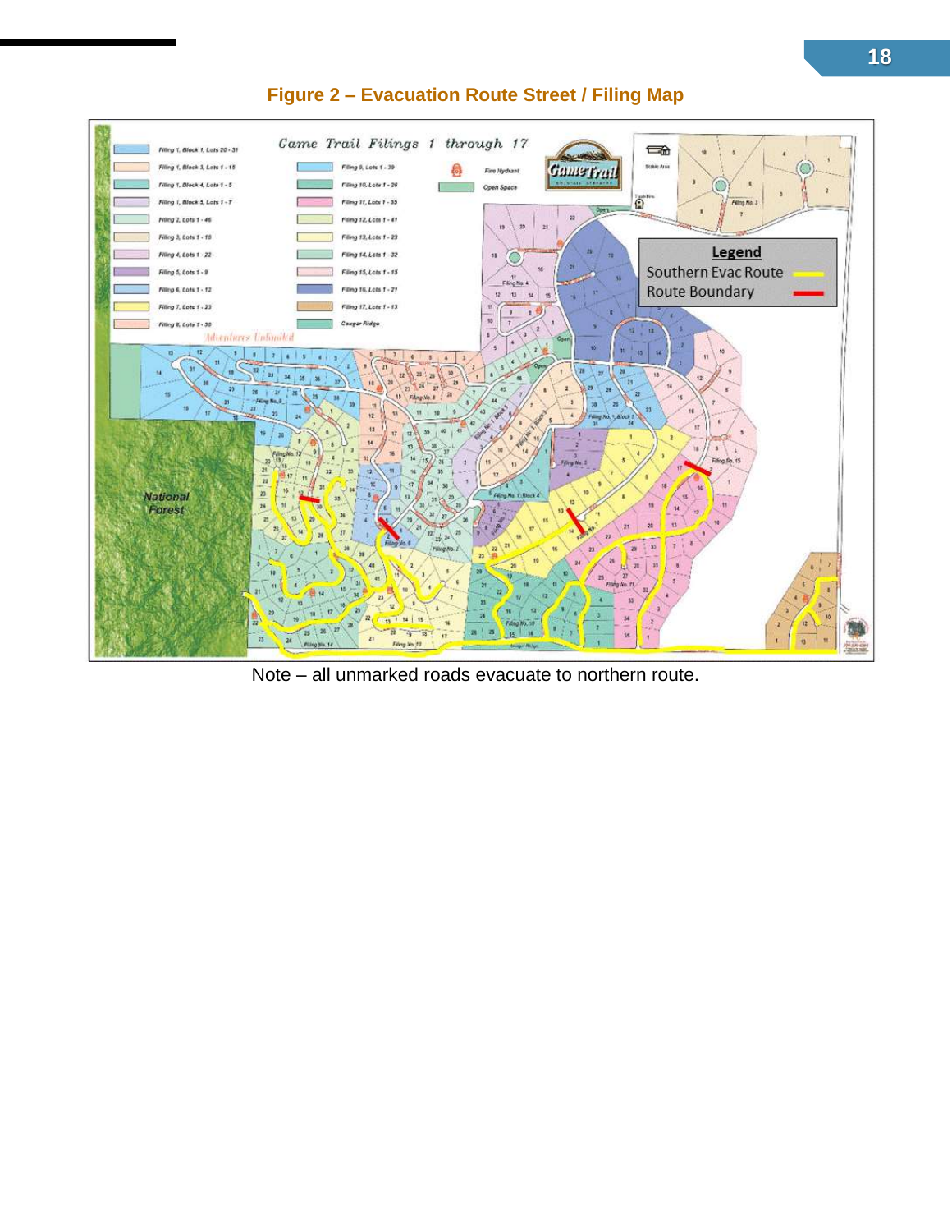## Figure 2 – Evacuation Route Street / Filing Map

Note – all unmarked roads evacuate to northern route.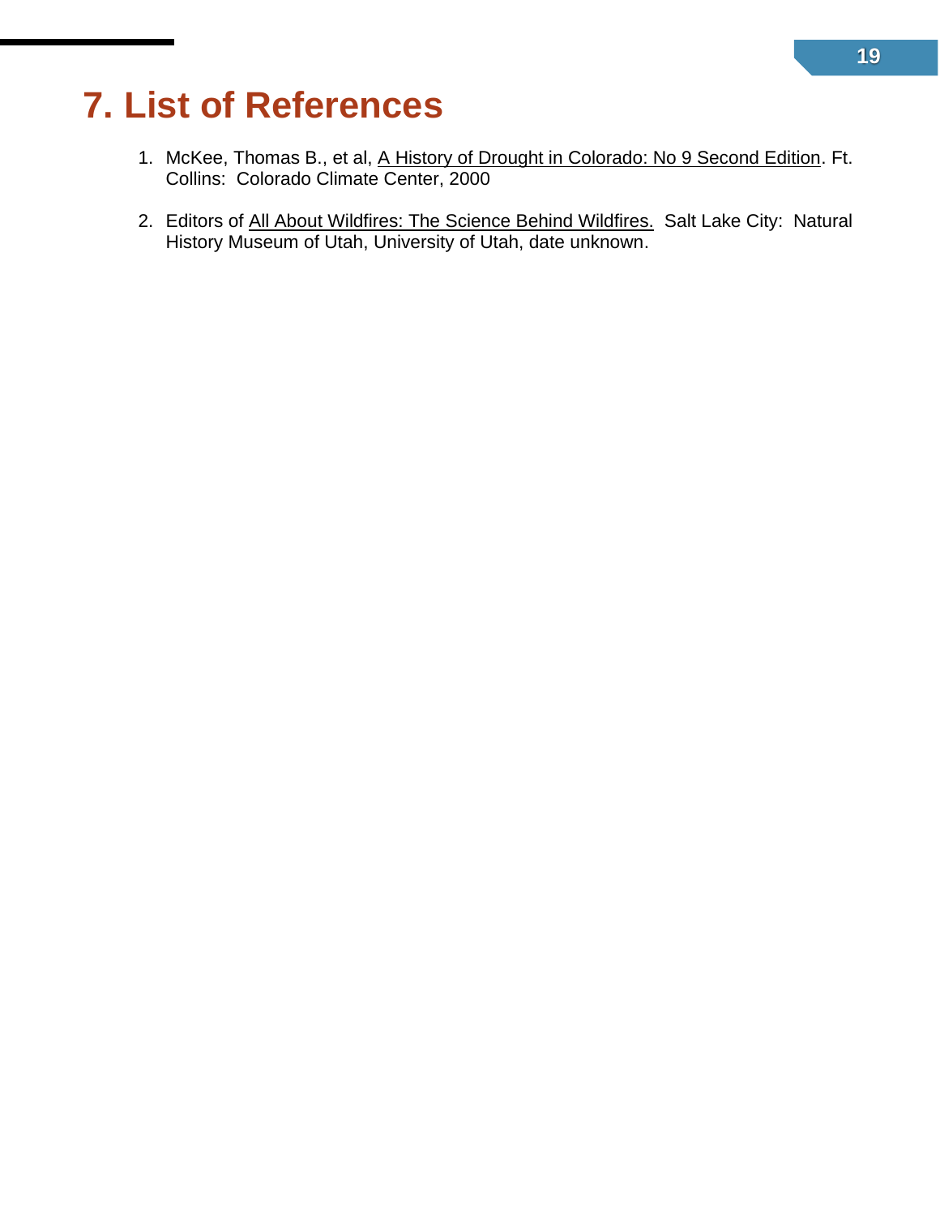# 7. List of References

1. McKee, Thomas B., et al, A History of Drought in Colorado: No 9 Second Edition. Ft. Collins: Colorado Climate Center, 2000

2. Editors of All About Wildfires: The Science Behind Wildfires. Salt Lake City: Natural History Museum of Utah, University of Utah, date unknown.